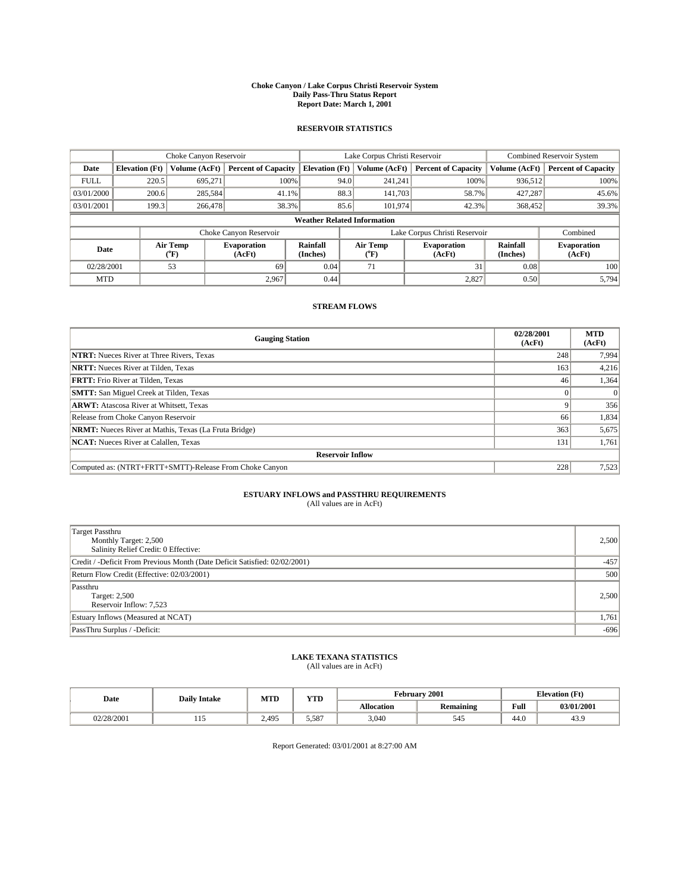# Choke Canyon / Lake Corpus Christi Reservoir System
## Daily Pass-Thru Status Report
### Report Date: March 1, 2001

## RESERVOIR STATISTICS

| | Choke Canyon Reservoir | | | Lake Corpus Christi Reservoir | | | Combined Reservoir System | |
|---|---|---|---|---|---|---|---|---|
| Date | Elevation (Ft) | Volume (AcFt) | Percent of Capacity | Elevation (Ft) | Volume (AcFt) | Percent of Capacity | Volume (AcFt) | Percent of Capacity |
| FULL | 220.5 | 695,271 | 100% | 94.0 | 241,241 | 100% | 936,512 | 100% |
| 03/01/2000 | 200.6 | 285,584 | 41.1% | 88.3 | 141,703 | 58.7% | 427,287 | 45.6% |
| 03/01/2001 | 199.3 | 266,478 | 38.3% | 85.6 | 101,974 | 42.3% | 368,452 | 39.3% |

**Weather Related Information**

| | Choke Canyon Reservoir | | | Lake Corpus Christi Reservoir | | | Combined |
|---|---|---|---|---|---|---|---|
| Date | Air Temp (°F) | Evaporation (AcFt) | Rainfall (Inches) | Air Temp (°F) | Evaporation (AcFt) | Rainfall (Inches) | Evaporation (AcFt) |
| 02/28/2001 | 53 | 69 | 0.04 | 71 | 31 | 0.08 | 100 |
| MTD | | 2,967 | 0.44 | | 2,827 | 0.50 | 5,794 |

## STREAM FLOWS

| Gauging Station | 02/28/2001 (AcFt) | MTD (AcFt) |
|---|---|---|
| **NTRT:** Nueces River at Three Rivers, Texas | 248 | 7,994 |
| **NRTT:** Nueces River at Tilden, Texas | 163 | 4,216 |
| **FRTT:** Frio River at Tilden, Texas | 46 | 1,364 |
| **SMTT:** San Miguel Creek at Tilden, Texas | 0 | 0 |
| **ARWT:** Atascosa River at Whitsett, Texas | 9 | 356 |
| Release from Choke Canyon Reservoir | 66 | 1,834 |
| **NRMT:** Nueces River at Mathis, Texas (La Fruta Bridge) | 363 | 5,675 |
| **NCAT:** Nueces River at Calallen, Texas | 131 | 1,761 |
| **Reservoir Inflow** | | |
| Computed as: (NTRT+FRTT+SMTT)-Release From Choke Canyon | 228 | 7,523 |

## ESTUARY INFLOWS and PASSTHRU REQUIREMENTS
(All values are in AcFt)

| | |
|---|---|
| Target Passthru<br>Monthly Target: 2,500<br>Salinity Relief Credit: 0 Effective: | 2,500 |
| Credit / -Deficit From Previous Month (Date Deficit Satisfied: 02/02/2001) | -457 |
| Return Flow Credit (Effective: 02/03/2001) | 500 |
| Passthru<br>Target: 2,500<br>Reservoir Inflow: 7,523 | 2,500 |
| Estuary Inflows (Measured at NCAT) | 1,761 |
| PassThru Surplus / -Deficit: | -696 |

## LAKE TEXANA STATISTICS
(All values are in AcFt)

| Date | Daily Intake | MTD | YTD | February 2001 | | Elevation (Ft) | |
|---|---|---|---|---|---|---|---|
| | | | | Allocation | Remaining | Full | 03/01/2001 |
| 02/28/2001 | 115 | 2,495 | 5,587 | 3,040 | 545 | 44.0 | 43.9 |

Report Generated: 03/01/2001 at 8:27:00 AM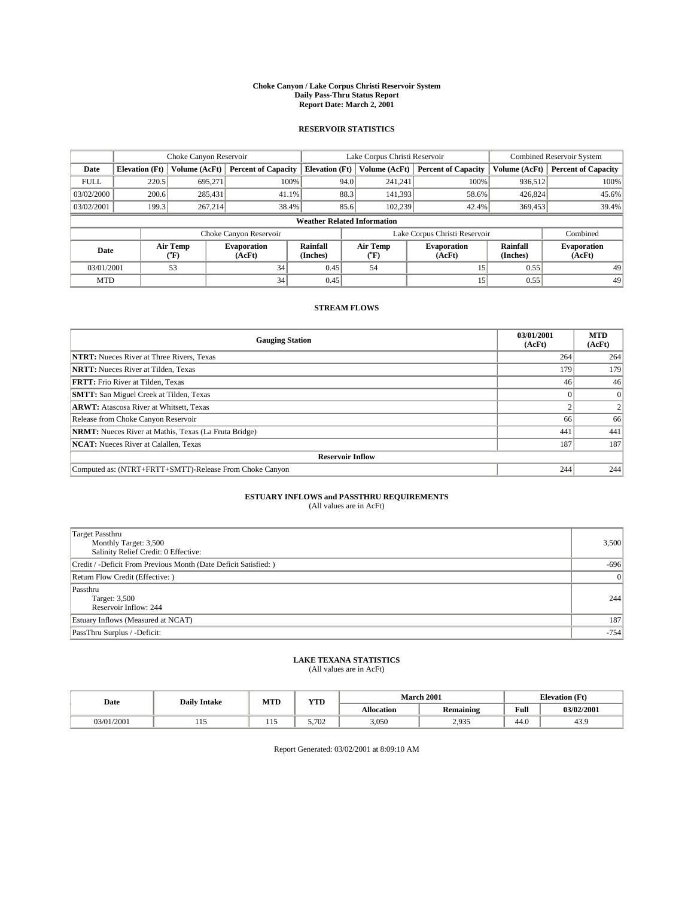**Choke Canyon / Lake Corpus Christi Reservoir System**
**Daily Pass-Thru Status Report**
**Report Date: March 2, 2001**

## RESERVOIR STATISTICS

| | Choke Canyon Reservoir | | | Lake Corpus Christi Reservoir | | | Combined Reservoir System | |
|---|---|---|---|---|---|---|---|---|
| **Date** | **Elevation (Ft)** | **Volume (AcFt)** | **Percent of Capacity** | **Elevation (Ft)** | **Volume (AcFt)** | **Percent of Capacity** | **Volume (AcFt)** | **Percent of Capacity** |
| FULL | 220.5 | 695,271 | 100% | 94.0 | 241,241 | 100% | 936,512 | 100% |
| 03/02/2000 | 200.6 | 285,431 | 41.1% | 88.3 | 141,393 | 58.6% | 426,824 | 45.6% |
| 03/02/2001 | 199.3 | 267,214 | 38.4% | 85.6 | 102,239 | 42.4% | 369,453 | 39.4% |

**Weather Related Information**

| | Choke Canyon Reservoir | | | Lake Corpus Christi Reservoir | | | Combined |
|---|---|---|---|---|---|---|---|
| **Date** | **Air Temp (°F)** | **Evaporation (AcFt)** | **Rainfall (Inches)** | **Air Temp (°F)** | **Evaporation (AcFt)** | **Rainfall (Inches)** | **Evaporation (AcFt)** |
| 03/01/2001 | 53 | 34 | 0.45 | 54 | 15 | 0.55 | 49 |
| MTD | | 34 | 0.45 | | 15 | 0.55 | 49 |

## STREAM FLOWS

| Gauging Station | 03/01/2001 (AcFt) | MTD (AcFt) |
|---|---|---|
| **NTRT:** Nueces River at Three Rivers, Texas | 264 | 264 |
| **NRTT:** Nueces River at Tilden, Texas | 179 | 179 |
| **FRTT:** Frio River at Tilden, Texas | 46 | 46 |
| **SMTT:** San Miguel Creek at Tilden, Texas | 0 | 0 |
| **ARWT:** Atascosa River at Whitsett, Texas | 2 | 2 |
| Release from Choke Canyon Reservoir | 66 | 66 |
| **NRMT:** Nueces River at Mathis, Texas (La Fruta Bridge) | 441 | 441 |
| **NCAT:** Nueces River at Calallen, Texas | 187 | 187 |
| **Reservoir Inflow** | | |
| Computed as: (NTRT+FRTT+SMTT)-Release From Choke Canyon | 244 | 244 |

## ESTUARY INFLOWS and PASSTHRU REQUIREMENTS

(All values are in AcFt)

| | |
|---|---|
| Target Passthru<br>Monthly Target: 3,500<br>Salinity Relief Credit: 0 Effective: | 3,500 |
| Credit / -Deficit From Previous Month (Date Deficit Satisfied: ) | -696 |
| Return Flow Credit (Effective: ) | 0 |
| Passthru<br>Target: 3,500<br>Reservoir Inflow: 244 | 244 |
| Estuary Inflows (Measured at NCAT) | 187 |
| PassThru Surplus / -Deficit: | -754 |

## LAKE TEXANA STATISTICS

(All values are in AcFt)

| Date | Daily Intake | MTD | YTD | March 2001 | | Elevation (Ft) | |
|---|---|---|---|---|---|---|---|
| | | | | **Allocation** | **Remaining** | **Full** | **03/02/2001** |
| 03/01/2001 | 115 | 115 | 5,702 | 3,050 | 2,935 | 44.0 | 43.9 |

Report Generated: 03/02/2001 at 8:09:10 AM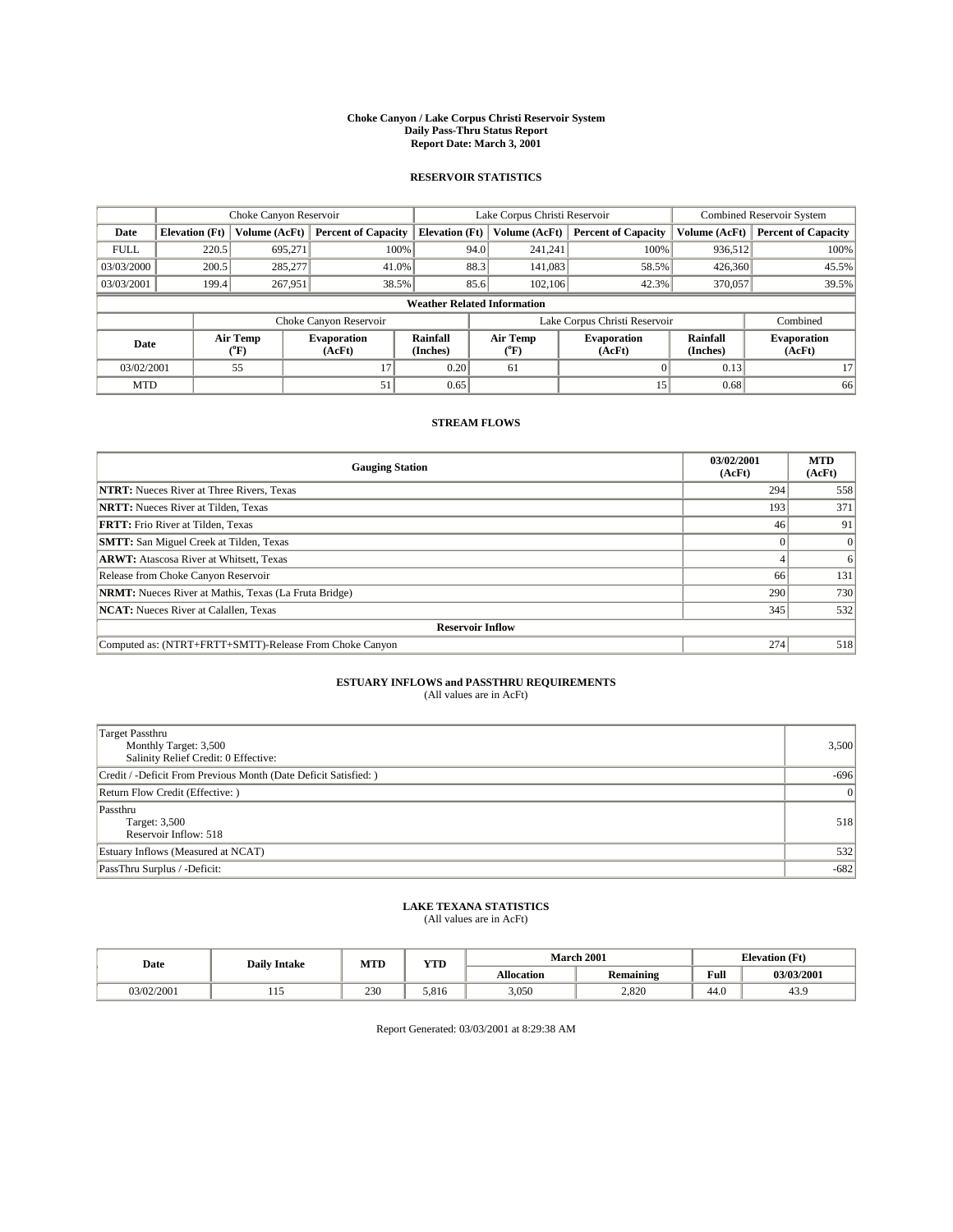**Choke Canyon / Lake Corpus Christi Reservoir System**
**Daily Pass-Thru Status Report**
**Report Date: March 3, 2001**

## RESERVOIR STATISTICS

| | Choke Canyon Reservoir | | | Lake Corpus Christi Reservoir | | | Combined Reservoir System | |
|---|---|---|---|---|---|---|---|---|
| **Date** | **Elevation (Ft)** | **Volume (AcFt)** | **Percent of Capacity** | **Elevation (Ft)** | **Volume (AcFt)** | **Percent of Capacity** | **Volume (AcFt)** | **Percent of Capacity** |
| FULL | 220.5 | 695,271 | 100% | 94.0 | 241,241 | 100% | 936,512 | 100% |
| 03/03/2000 | 200.5 | 285,277 | 41.0% | 88.3 | 141,083 | 58.5% | 426,360 | 45.5% |
| 03/03/2001 | 199.4 | 267,951 | 38.5% | 85.6 | 102,106 | 42.3% | 370,057 | 39.5% |

**Weather Related Information**

| | Choke Canyon Reservoir | | | Lake Corpus Christi Reservoir | | | Combined |
|---|---|---|---|---|---|---|---|
| **Date** | **Air Temp (°F)** | **Evaporation (AcFt)** | **Rainfall (Inches)** | **Air Temp (°F)** | **Evaporation (AcFt)** | **Rainfall (Inches)** | **Evaporation (AcFt)** |
| 03/02/2001 | 55 | 17 | 0.20 | 61 | 0 | 0.13 | 17 |
| MTD | | 51 | 0.65 | | 15 | 0.68 | 66 |

## STREAM FLOWS

| Gauging Station | 03/02/2001 (AcFt) | MTD (AcFt) |
|---|---|---|
| **NTRT:** Nueces River at Three Rivers, Texas | 294 | 558 |
| **NRTT:** Nueces River at Tilden, Texas | 193 | 371 |
| **FRTT:** Frio River at Tilden, Texas | 46 | 91 |
| **SMTT:** San Miguel Creek at Tilden, Texas | 0 | 0 |
| **ARWT:** Atascosa River at Whitsett, Texas | 4 | 6 |
| Release from Choke Canyon Reservoir | 66 | 131 |
| **NRMT:** Nueces River at Mathis, Texas (La Fruta Bridge) | 290 | 730 |
| **NCAT:** Nueces River at Calallen, Texas | 345 | 532 |
| **Reservoir Inflow** | | |
| Computed as: (NTRT+FRTT+SMTT)-Release From Choke Canyon | 274 | 518 |

## ESTUARY INFLOWS and PASSTHRU REQUIREMENTS

(All values are in AcFt)

| | |
|---|---|
| Target Passthru<br>Monthly Target: 3,500<br>Salinity Relief Credit: 0 Effective: | 3,500 |
| Credit / -Deficit From Previous Month (Date Deficit Satisfied: ) | -696 |
| Return Flow Credit (Effective: ) | 0 |
| Passthru<br>Target: 3,500<br>Reservoir Inflow: 518 | 518 |
| Estuary Inflows (Measured at NCAT) | 532 |
| PassThru Surplus / -Deficit: | -682 |

## LAKE TEXANA STATISTICS

(All values are in AcFt)

| Date | Daily Intake | MTD | YTD | March 2001 | | Elevation (Ft) | |
|---|---|---|---|---|---|---|---|
| | | | | **Allocation** | **Remaining** | **Full** | **03/03/2001** |
| 03/02/2001 | 115 | 230 | 5,816 | 3,050 | 2,820 | 44.0 | 43.9 |

Report Generated: 03/03/2001 at 8:29:38 AM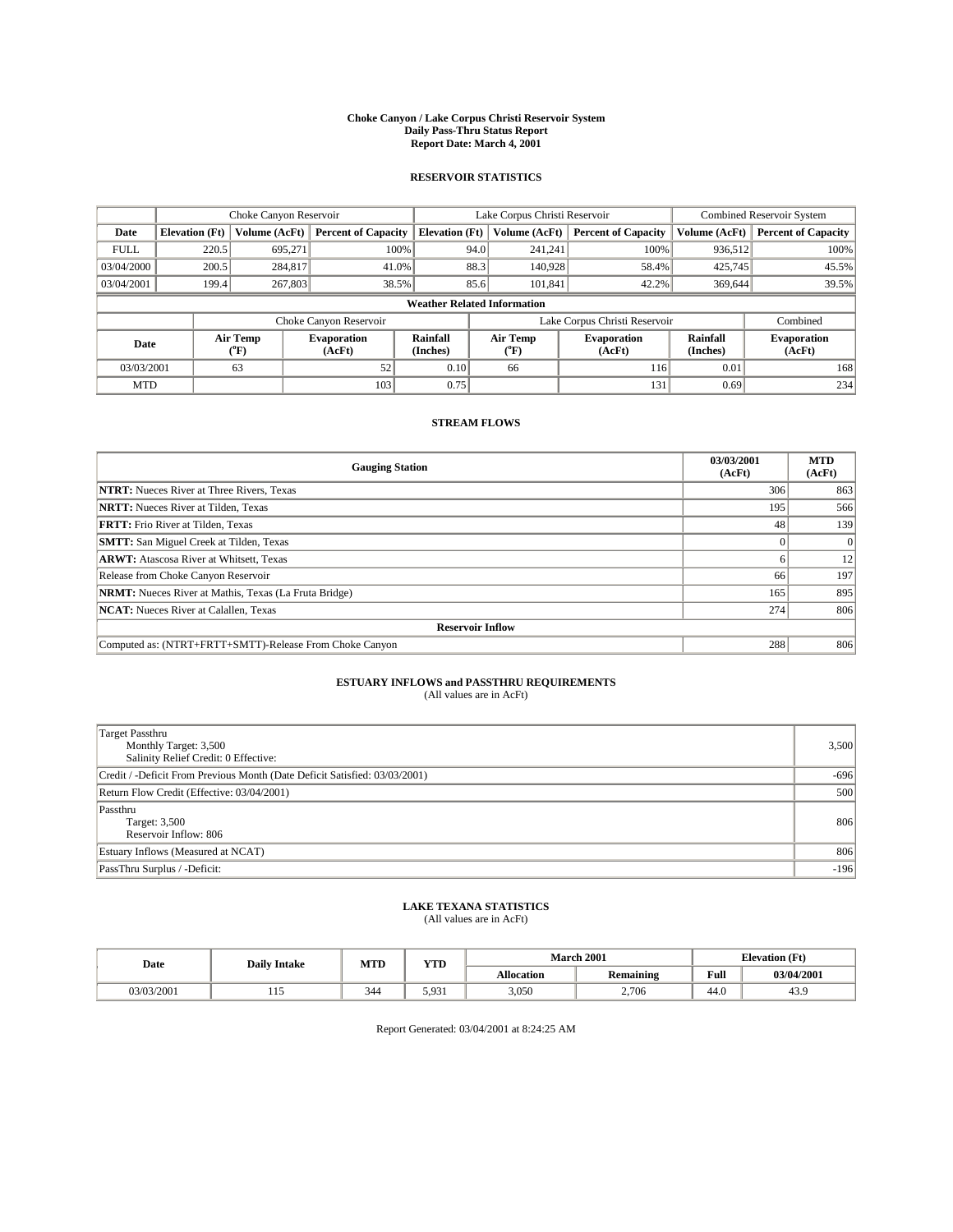**Choke Canyon / Lake Corpus Christi Reservoir System**
**Daily Pass-Thru Status Report**
**Report Date: March 4, 2001**

## RESERVOIR STATISTICS

| | Choke Canyon Reservoir | | | Lake Corpus Christi Reservoir | | | Combined Reservoir System | |
|---|---|---|---|---|---|---|---|---|
| **Date** | **Elevation (Ft)** | **Volume (AcFt)** | **Percent of Capacity** | **Elevation (Ft)** | **Volume (AcFt)** | **Percent of Capacity** | **Volume (AcFt)** | **Percent of Capacity** |
| FULL | 220.5 | 695,271 | 100% | 94.0 | 241,241 | 100% | 936,512 | 100% |
| 03/04/2000 | 200.5 | 284,817 | 41.0% | 88.3 | 140,928 | 58.4% | 425,745 | 45.5% |
| 03/04/2001 | 199.4 | 267,803 | 38.5% | 85.6 | 101,841 | 42.2% | 369,644 | 39.5% |

**Weather Related Information**

| | Choke Canyon Reservoir | | | Lake Corpus Christi Reservoir | | | Combined |
|---|---|---|---|---|---|---|---|
| **Date** | **Air Temp (°F)** | **Evaporation (AcFt)** | **Rainfall (Inches)** | **Air Temp (°F)** | **Evaporation (AcFt)** | **Rainfall (Inches)** | **Evaporation (AcFt)** |
| 03/03/2001 | 63 | 52 | 0.10 | 66 | 116 | 0.01 | 168 |
| MTD | | 103 | 0.75 | | 131 | 0.69 | 234 |

## STREAM FLOWS

| Gauging Station | 03/03/2001 (AcFt) | MTD (AcFt) |
|---|---|---|
| **NTRT:** Nueces River at Three Rivers, Texas | 306 | 863 |
| **NRTT:** Nueces River at Tilden, Texas | 195 | 566 |
| **FRTT:** Frio River at Tilden, Texas | 48 | 139 |
| **SMTT:** San Miguel Creek at Tilden, Texas | 0 | 0 |
| **ARWT:** Atascosa River at Whitsett, Texas | 6 | 12 |
| Release from Choke Canyon Reservoir | 66 | 197 |
| **NRMT:** Nueces River at Mathis, Texas (La Fruta Bridge) | 165 | 895 |
| **NCAT:** Nueces River at Calallen, Texas | 274 | 806 |
| **Reservoir Inflow** | | |
| Computed as: (NTRT+FRTT+SMTT)-Release From Choke Canyon | 288 | 806 |

## ESTUARY INFLOWS and PASSTHRU REQUIREMENTS
(All values are in AcFt)

| | |
|---|---|
| Target Passthru<br>Monthly Target: 3,500<br>Salinity Relief Credit: 0 Effective: | 3,500 |
| Credit / -Deficit From Previous Month (Date Deficit Satisfied: 03/03/2001) | -696 |
| Return Flow Credit (Effective: 03/04/2001) | 500 |
| Passthru<br>Target: 3,500<br>Reservoir Inflow: 806 | 806 |
| Estuary Inflows (Measured at NCAT) | 806 |
| PassThru Surplus / -Deficit: | -196 |

## LAKE TEXANA STATISTICS
(All values are in AcFt)

| Date | Daily Intake | MTD | YTD | March 2001 | | Elevation (Ft) | |
|---|---|---|---|---|---|---|---|
| | | | | **Allocation** | **Remaining** | **Full** | **03/04/2001** |
| 03/03/2001 | 115 | 344 | 5,931 | 3,050 | 2,706 | 44.0 | 43.9 |

Report Generated: 03/04/2001 at 8:24:25 AM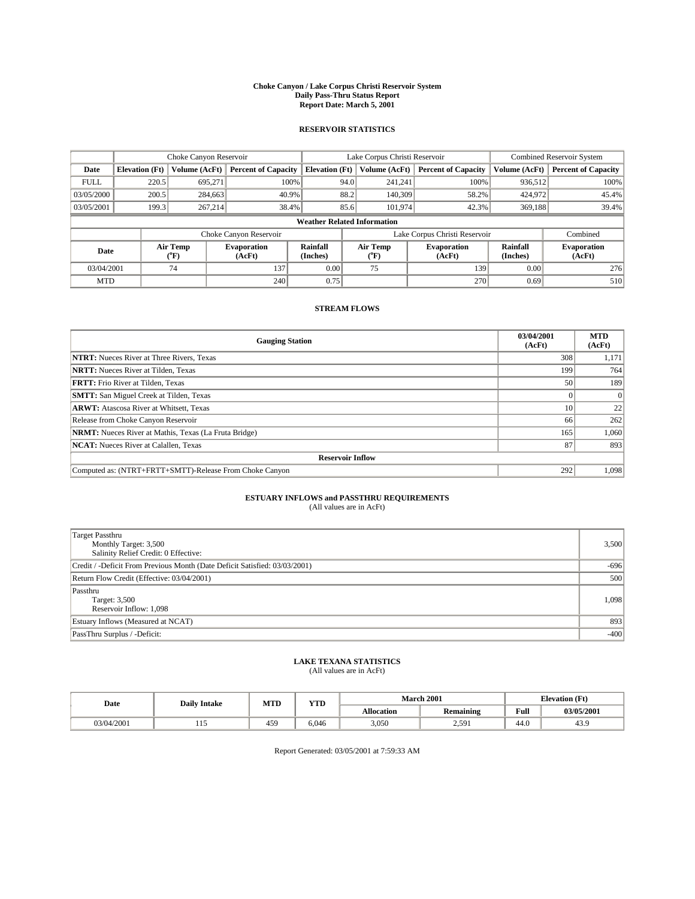# Choke Canyon / Lake Corpus Christi Reservoir System
## Daily Pass-Thru Status Report
## Report Date: March 5, 2001

### RESERVOIR STATISTICS

| | Choke Canyon Reservoir | | | Lake Corpus Christi Reservoir | | | Combined Reservoir System | |
|---|---|---|---|---|---|---|---|---|
| **Date** | **Elevation (Ft)** | **Volume (AcFt)** | **Percent of Capacity** | **Elevation (Ft)** | **Volume (AcFt)** | **Percent of Capacity** | **Volume (AcFt)** | **Percent of Capacity** |
| FULL | 220.5 | 695,271 | 100% | 94.0 | 241,241 | 100% | 936,512 | 100% |
| 03/05/2000 | 200.5 | 284,663 | 40.9% | 88.2 | 140,309 | 58.2% | 424,972 | 45.4% |
| 03/05/2001 | 199.3 | 267,214 | 38.4% | 85.6 | 101,974 | 42.3% | 369,188 | 39.4% |

**Weather Related Information**

| | Choke Canyon Reservoir | | | Lake Corpus Christi Reservoir | | | Combined |
|---|---|---|---|---|---|---|---|
| **Date** | **Air Temp (°F)** | **Evaporation (AcFt)** | **Rainfall (Inches)** | **Air Temp (°F)** | **Evaporation (AcFt)** | **Rainfall (Inches)** | **Evaporation (AcFt)** |
| 03/04/2001 | 74 | 137 | 0.00 | 75 | 139 | 0.00 | 276 |
| MTD | | 240 | 0.75 | | 270 | 0.69 | 510 |

### STREAM FLOWS

| Gauging Station | 03/04/2001 (AcFt) | MTD (AcFt) |
|---|---|---|
| **NTRT:** Nueces River at Three Rivers, Texas | 308 | 1,171 |
| **NRTT:** Nueces River at Tilden, Texas | 199 | 764 |
| **FRTT:** Frio River at Tilden, Texas | 50 | 189 |
| **SMTT:** San Miguel Creek at Tilden, Texas | 0 | 0 |
| **ARWT:** Atascosa River at Whitsett, Texas | 10 | 22 |
| Release from Choke Canyon Reservoir | 66 | 262 |
| **NRMT:** Nueces River at Mathis, Texas (La Fruta Bridge) | 165 | 1,060 |
| **NCAT:** Nueces River at Calallen, Texas | 87 | 893 |
| **Reservoir Inflow** | | |
| Computed as: (NTRT+FRTT+SMTT)-Release From Choke Canyon | 292 | 1,098 |

### ESTUARY INFLOWS and PASSTHRU REQUIREMENTS
(All values are in AcFt)

| | |
|---|---|
| Target Passthru<br>Monthly Target: 3,500<br>Salinity Relief Credit: 0 Effective: | 3,500 |
| Credit / -Deficit From Previous Month (Date Deficit Satisfied: 03/03/2001) | -696 |
| Return Flow Credit (Effective: 03/04/2001) | 500 |
| Passthru<br>Target: 3,500<br>Reservoir Inflow: 1,098 | 1,098 |
| Estuary Inflows (Measured at NCAT) | 893 |
| PassThru Surplus / -Deficit: | -400 |

### LAKE TEXANA STATISTICS
(All values are in AcFt)

| Date | Daily Intake | MTD | YTD | March 2001 | | Elevation (Ft) | |
|---|---|---|---|---|---|---|---|
| | | | | **Allocation** | **Remaining** | **Full** | **03/05/2001** |
| 03/04/2001 | 115 | 459 | 6,046 | 3,050 | 2,591 | 44.0 | 43.9 |

Report Generated: 03/05/2001 at 7:59:33 AM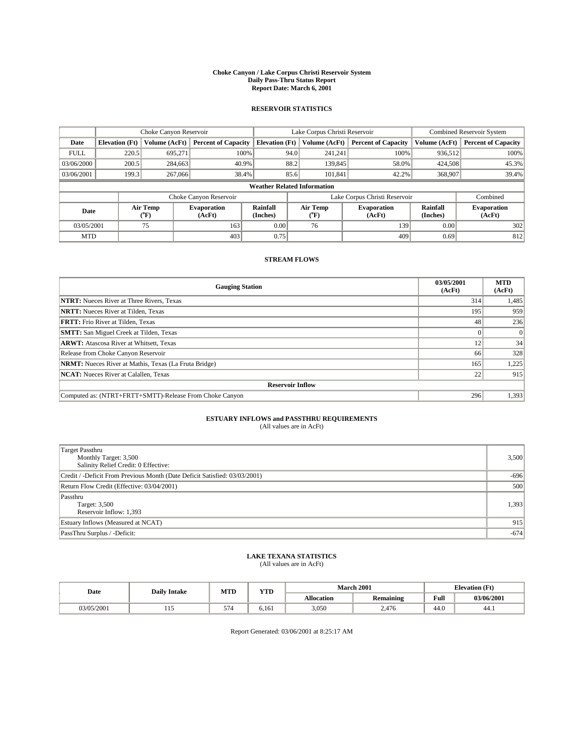# Choke Canyon / Lake Corpus Christi Reservoir System
## Daily Pass-Thru Status Report
## Report Date: March 6, 2001

### RESERVOIR STATISTICS

| | Choke Canyon Reservoir | | | Lake Corpus Christi Reservoir | | | Combined Reservoir System | |
|---|---|---|---|---|---|---|---|---|
| Date | Elevation (Ft) | Volume (AcFt) | Percent of Capacity | Elevation (Ft) | Volume (AcFt) | Percent of Capacity | Volume (AcFt) | Percent of Capacity |
| FULL | 220.5 | 695,271 | 100% | 94.0 | 241,241 | 100% | 936,512 | 100% |
| 03/06/2000 | 200.5 | 284,663 | 40.9% | 88.2 | 139,845 | 58.0% | 424,508 | 45.3% |
| 03/06/2001 | 199.3 | 267,066 | 38.4% | 85.6 | 101,841 | 42.2% | 368,907 | 39.4% |

**Weather Related Information**

| | Choke Canyon Reservoir | | | Lake Corpus Christi Reservoir | | | Combined |
|---|---|---|---|---|---|---|---|
| Date | Air Temp (°F) | Evaporation (AcFt) | Rainfall (Inches) | Air Temp (°F) | Evaporation (AcFt) | Rainfall (Inches) | Evaporation (AcFt) |
| 03/05/2001 | 75 | 163 | 0.00 | 76 | 139 | 0.00 | 302 |
| MTD | | 403 | 0.75 | | 409 | 0.69 | 812 |

### STREAM FLOWS

| Gauging Station | 03/05/2001 (AcFt) | MTD (AcFt) |
|---|---|---|
| **NTRT:** Nueces River at Three Rivers, Texas | 314 | 1,485 |
| **NRTT:** Nueces River at Tilden, Texas | 195 | 959 |
| **FRTT:** Frio River at Tilden, Texas | 48 | 236 |
| **SMTT:** San Miguel Creek at Tilden, Texas | 0 | 0 |
| **ARWT:** Atascosa River at Whitsett, Texas | 12 | 34 |
| Release from Choke Canyon Reservoir | 66 | 328 |
| **NRMT:** Nueces River at Mathis, Texas (La Fruta Bridge) | 165 | 1,225 |
| **NCAT:** Nueces River at Calallen, Texas | 22 | 915 |
| **Reservoir Inflow** | | |
| Computed as: (NTRT+FRTT+SMTT)-Release From Choke Canyon | 296 | 1,393 |

### ESTUARY INFLOWS and PASSTHRU REQUIREMENTS
(All values are in AcFt)

| | |
|---|---|
| Target Passthru<br>Monthly Target: 3,500<br>Salinity Relief Credit: 0 Effective: | 3,500 |
| Credit / -Deficit From Previous Month (Date Deficit Satisfied: 03/03/2001) | -696 |
| Return Flow Credit (Effective: 03/04/2001) | 500 |
| Passthru<br>Target: 3,500<br>Reservoir Inflow: 1,393 | 1,393 |
| Estuary Inflows (Measured at NCAT) | 915 |
| PassThru Surplus / -Deficit: | -674 |

### LAKE TEXANA STATISTICS
(All values are in AcFt)

| Date | Daily Intake | MTD | YTD | March 2001 | | Elevation (Ft) | |
|---|---|---|---|---|---|---|---|
| | | | | Allocation | Remaining | Full | 03/06/2001 |
| 03/05/2001 | 115 | 574 | 6,161 | 3,050 | 2,476 | 44.0 | 44.1 |

Report Generated: 03/06/2001 at 8:25:17 AM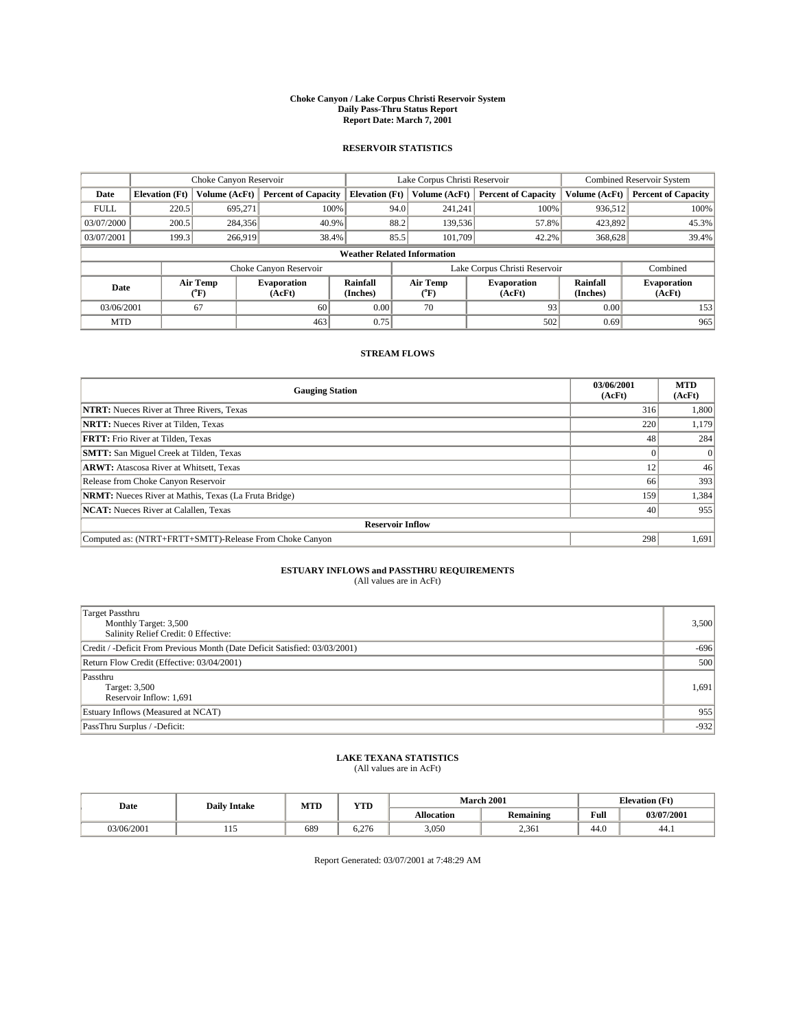**Choke Canyon / Lake Corpus Christi Reservoir System**
**Daily Pass-Thru Status Report**
**Report Date: March 7, 2001**

## RESERVOIR STATISTICS

| | Choke Canyon Reservoir | | | Lake Corpus Christi Reservoir | | | Combined Reservoir System | |
|---|---|---|---|---|---|---|---|---|
| **Date** | **Elevation (Ft)** | **Volume (AcFt)** | **Percent of Capacity** | **Elevation (Ft)** | **Volume (AcFt)** | **Percent of Capacity** | **Volume (AcFt)** | **Percent of Capacity** |
| FULL | 220.5 | 695,271 | 100% | 94.0 | 241,241 | 100% | 936,512 | 100% |
| 03/07/2000 | 200.5 | 284,356 | 40.9% | 88.2 | 139,536 | 57.8% | 423,892 | 45.3% |
| 03/07/2001 | 199.3 | 266,919 | 38.4% | 85.5 | 101,709 | 42.2% | 368,628 | 39.4% |

**Weather Related Information**

| | Choke Canyon Reservoir | | | Lake Corpus Christi Reservoir | | | Combined |
|---|---|---|---|---|---|---|---|
| **Date** | **Air Temp (°F)** | **Evaporation (AcFt)** | **Rainfall (Inches)** | **Air Temp (°F)** | **Evaporation (AcFt)** | **Rainfall (Inches)** | **Evaporation (AcFt)** |
| 03/06/2001 | 67 | 60 | 0.00 | 70 | 93 | 0.00 | 153 |
| MTD | | 463 | 0.75 | | 502 | 0.69 | 965 |

## STREAM FLOWS

| Gauging Station | 03/06/2001 (AcFt) | MTD (AcFt) |
|---|---|---|
| **NTRT:** Nueces River at Three Rivers, Texas | 316 | 1,800 |
| **NRTT:** Nueces River at Tilden, Texas | 220 | 1,179 |
| **FRTT:** Frio River at Tilden, Texas | 48 | 284 |
| **SMTT:** San Miguel Creek at Tilden, Texas | 0 | 0 |
| **ARWT:** Atascosa River at Whitsett, Texas | 12 | 46 |
| Release from Choke Canyon Reservoir | 66 | 393 |
| **NRMT:** Nueces River at Mathis, Texas (La Fruta Bridge) | 159 | 1,384 |
| **NCAT:** Nueces River at Calallen, Texas | 40 | 955 |
| **Reservoir Inflow** | | |
| Computed as: (NTRT+FRTT+SMTT)-Release From Choke Canyon | 298 | 1,691 |

## ESTUARY INFLOWS and PASSTHRU REQUIREMENTS

(All values are in AcFt)

| | |
|---|---|
| Target Passthru<br>Monthly Target: 3,500<br>Salinity Relief Credit: 0 Effective: | 3,500 |
| Credit / -Deficit From Previous Month (Date Deficit Satisfied: 03/03/2001) | -696 |
| Return Flow Credit (Effective: 03/04/2001) | 500 |
| Passthru<br>Target: 3,500<br>Reservoir Inflow: 1,691 | 1,691 |
| Estuary Inflows (Measured at NCAT) | 955 |
| PassThru Surplus / -Deficit: | -932 |

## LAKE TEXANA STATISTICS

(All values are in AcFt)

| Date | Daily Intake | MTD | YTD | March 2001 | | Elevation (Ft) | |
|---|---|---|---|---|---|---|---|
| | | | | **Allocation** | **Remaining** | **Full** | **03/07/2001** |
| 03/06/2001 | 115 | 689 | 6,276 | 3,050 | 2,361 | 44.0 | 44.1 |

Report Generated: 03/07/2001 at 7:48:29 AM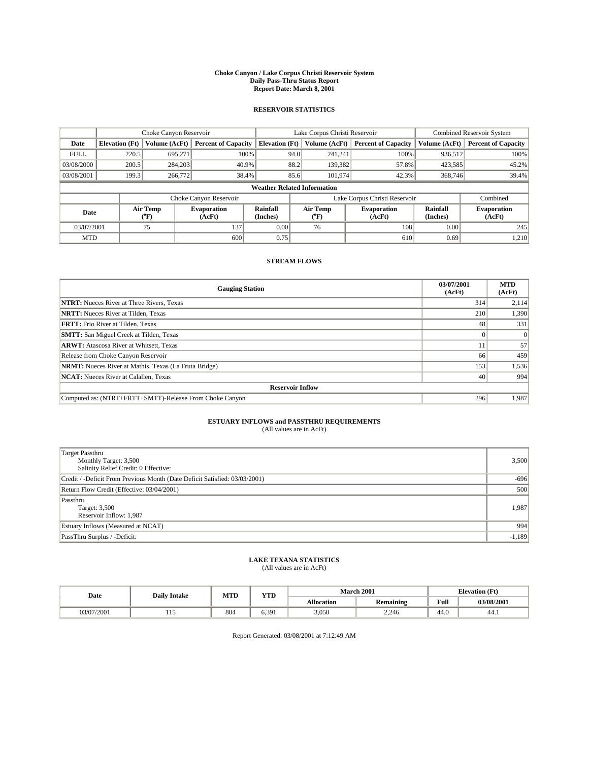**Choke Canyon / Lake Corpus Christi Reservoir System**
**Daily Pass-Thru Status Report**
**Report Date: March 8, 2001**

## RESERVOIR STATISTICS

| | Choke Canyon Reservoir | | | Lake Corpus Christi Reservoir | | | Combined Reservoir System | |
|---|---|---|---|---|---|---|---|---|
| **Date** | **Elevation (Ft)** | **Volume (AcFt)** | **Percent of Capacity** | **Elevation (Ft)** | **Volume (AcFt)** | **Percent of Capacity** | **Volume (AcFt)** | **Percent of Capacity** |
| FULL | 220.5 | 695,271 | 100% | 94.0 | 241,241 | 100% | 936,512 | 100% |
| 03/08/2000 | 200.5 | 284,203 | 40.9% | 88.2 | 139,382 | 57.8% | 423,585 | 45.2% |
| 03/08/2001 | 199.3 | 266,772 | 38.4% | 85.6 | 101,974 | 42.3% | 368,746 | 39.4% |

**Weather Related Information**

| | Choke Canyon Reservoir | | | Lake Corpus Christi Reservoir | | | Combined |
|---|---|---|---|---|---|---|---|
| **Date** | **Air Temp (°F)** | **Evaporation (AcFt)** | **Rainfall (Inches)** | **Air Temp (°F)** | **Evaporation (AcFt)** | **Rainfall (Inches)** | **Evaporation (AcFt)** |
| 03/07/2001 | 75 | 137 | 0.00 | 76 | 108 | 0.00 | 245 |
| MTD | | 600 | 0.75 | | 610 | 0.69 | 1,210 |

## STREAM FLOWS

| Gauging Station | 03/07/2001 (AcFt) | MTD (AcFt) |
|---|---|---|
| **NTRT:** Nueces River at Three Rivers, Texas | 314 | 2,114 |
| **NRTT:** Nueces River at Tilden, Texas | 210 | 1,390 |
| **FRTT:** Frio River at Tilden, Texas | 48 | 331 |
| **SMTT:** San Miguel Creek at Tilden, Texas | 0 | 0 |
| **ARWT:** Atascosa River at Whitsett, Texas | 11 | 57 |
| Release from Choke Canyon Reservoir | 66 | 459 |
| **NRMT:** Nueces River at Mathis, Texas (La Fruta Bridge) | 153 | 1,536 |
| **NCAT:** Nueces River at Calallen, Texas | 40 | 994 |
| **Reservoir Inflow** | | |
| Computed as: (NTRT+FRTT+SMTT)-Release From Choke Canyon | 296 | 1,987 |

## ESTUARY INFLOWS and PASSTHRU REQUIREMENTS
(All values are in AcFt)

| | |
|---|---|
| Target Passthru<br>Monthly Target: 3,500<br>Salinity Relief Credit: 0 Effective: | 3,500 |
| Credit / -Deficit From Previous Month (Date Deficit Satisfied: 03/03/2001) | -696 |
| Return Flow Credit (Effective: 03/04/2001) | 500 |
| Passthru<br>Target: 3,500<br>Reservoir Inflow: 1,987 | 1,987 |
| Estuary Inflows (Measured at NCAT) | 994 |
| PassThru Surplus / -Deficit: | -1,189 |

## LAKE TEXANA STATISTICS
(All values are in AcFt)

| Date | Daily Intake | MTD | YTD | March 2001 | | Elevation (Ft) | |
|---|---|---|---|---|---|---|---|
| | | | | **Allocation** | **Remaining** | **Full** | **03/08/2001** |
| 03/07/2001 | 115 | 804 | 6,391 | 3,050 | 2,246 | 44.0 | 44.1 |

Report Generated: 03/08/2001 at 7:12:49 AM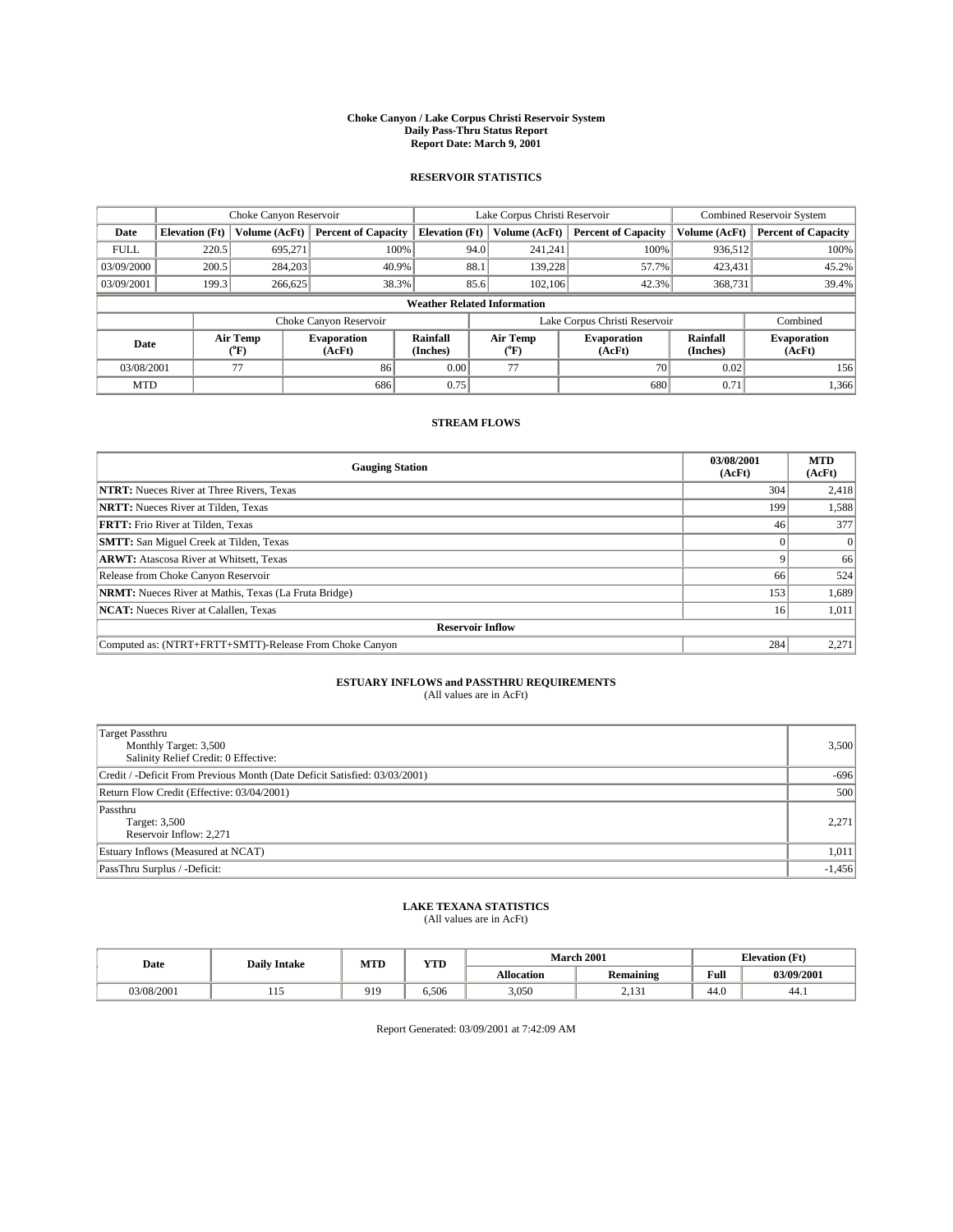**Choke Canyon / Lake Corpus Christi Reservoir System**
**Daily Pass-Thru Status Report**
**Report Date: March 9, 2001**

## RESERVOIR STATISTICS

| | Choke Canyon Reservoir | | | Lake Corpus Christi Reservoir | | | Combined Reservoir System | |
|---|---|---|---|---|---|---|---|---|
| **Date** | **Elevation (Ft)** | **Volume (AcFt)** | **Percent of Capacity** | **Elevation (Ft)** | **Volume (AcFt)** | **Percent of Capacity** | **Volume (AcFt)** | **Percent of Capacity** |
| FULL | 220.5 | 695,271 | 100% | 94.0 | 241,241 | 100% | 936,512 | 100% |
| 03/09/2000 | 200.5 | 284,203 | 40.9% | 88.1 | 139,228 | 57.7% | 423,431 | 45.2% |
| 03/09/2001 | 199.3 | 266,625 | 38.3% | 85.6 | 102,106 | 42.3% | 368,731 | 39.4% |

**Weather Related Information**

| | Choke Canyon Reservoir | | | Lake Corpus Christi Reservoir | | | Combined |
|---|---|---|---|---|---|---|---|
| **Date** | **Air Temp (°F)** | **Evaporation (AcFt)** | **Rainfall (Inches)** | **Air Temp (°F)** | **Evaporation (AcFt)** | **Rainfall (Inches)** | **Evaporation (AcFt)** |
| 03/08/2001 | 77 | 86 | 0.00 | 77 | 70 | 0.02 | 156 |
| MTD | | 686 | 0.75 | | 680 | 0.71 | 1,366 |

## STREAM FLOWS

| Gauging Station | 03/08/2001 (AcFt) | MTD (AcFt) |
|---|---|---|
| **NTRT:** Nueces River at Three Rivers, Texas | 304 | 2,418 |
| **NRTT:** Nueces River at Tilden, Texas | 199 | 1,588 |
| **FRTT:** Frio River at Tilden, Texas | 46 | 377 |
| **SMTT:** San Miguel Creek at Tilden, Texas | 0 | 0 |
| **ARWT:** Atascosa River at Whitsett, Texas | 9 | 66 |
| Release from Choke Canyon Reservoir | 66 | 524 |
| **NRMT:** Nueces River at Mathis, Texas (La Fruta Bridge) | 153 | 1,689 |
| **NCAT:** Nueces River at Calallen, Texas | 16 | 1,011 |
| **Reservoir Inflow** | | |
| Computed as: (NTRT+FRTT+SMTT)-Release From Choke Canyon | 284 | 2,271 |

## ESTUARY INFLOWS and PASSTHRU REQUIREMENTS

(All values are in AcFt)

| | |
|---|---|
| Target Passthru<br>Monthly Target: 3,500<br>Salinity Relief Credit: 0 Effective: | 3,500 |
| Credit / -Deficit From Previous Month (Date Deficit Satisfied: 03/03/2001) | -696 |
| Return Flow Credit (Effective: 03/04/2001) | 500 |
| Passthru<br>Target: 3,500<br>Reservoir Inflow: 2,271 | 2,271 |
| Estuary Inflows (Measured at NCAT) | 1,011 |
| PassThru Surplus / -Deficit: | -1,456 |

## LAKE TEXANA STATISTICS

(All values are in AcFt)

| Date | Daily Intake | MTD | YTD | March 2001 | | Elevation (Ft) | |
|---|---|---|---|---|---|---|---|
| | | | | **Allocation** | **Remaining** | **Full** | **03/09/2001** |
| 03/08/2001 | 115 | 919 | 6,506 | 3,050 | 2,131 | 44.0 | 44.1 |

Report Generated: 03/09/2001 at 7:42:09 AM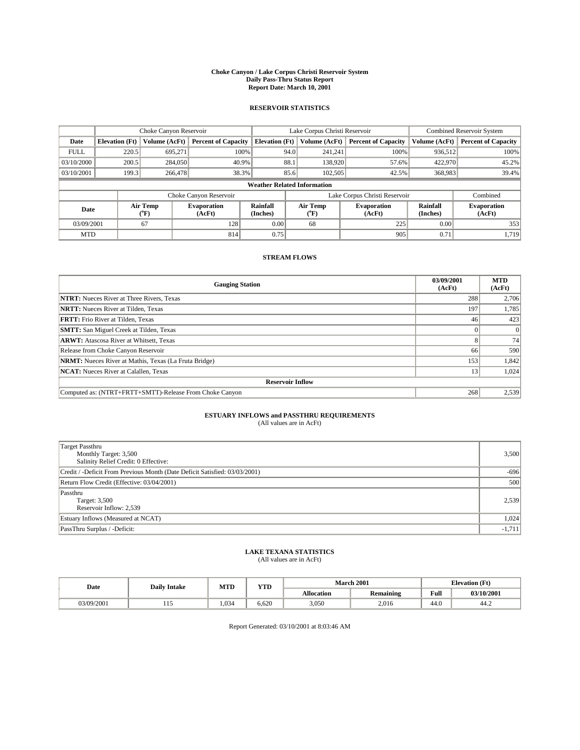**Choke Canyon / Lake Corpus Christi Reservoir System**
**Daily Pass-Thru Status Report**
**Report Date: March 10, 2001**

## RESERVOIR STATISTICS

| | Choke Canyon Reservoir | | | Lake Corpus Christi Reservoir | | | Combined Reservoir System | |
|---|---|---|---|---|---|---|---|---|
| **Date** | **Elevation (Ft)** | **Volume (AcFt)** | **Percent of Capacity** | **Elevation (Ft)** | **Volume (AcFt)** | **Percent of Capacity** | **Volume (AcFt)** | **Percent of Capacity** |
| FULL | 220.5 | 695,271 | 100% | 94.0 | 241,241 | 100% | 936,512 | 100% |
| 03/10/2000 | 200.5 | 284,050 | 40.9% | 88.1 | 138,920 | 57.6% | 422,970 | 45.2% |
| 03/10/2001 | 199.3 | 266,478 | 38.3% | 85.6 | 102,505 | 42.5% | 368,983 | 39.4% |

**Weather Related Information**

| | Choke Canyon Reservoir | | | Lake Corpus Christi Reservoir | | | Combined |
|---|---|---|---|---|---|---|---|
| **Date** | **Air Temp (°F)** | **Evaporation (AcFt)** | **Rainfall (Inches)** | **Air Temp (°F)** | **Evaporation (AcFt)** | **Rainfall (Inches)** | **Evaporation (AcFt)** |
| 03/09/2001 | 67 | 128 | 0.00 | 68 | 225 | 0.00 | 353 |
| MTD | | 814 | 0.75 | | 905 | 0.71 | 1,719 |

## STREAM FLOWS

| Gauging Station | 03/09/2001 (AcFt) | MTD (AcFt) |
|---|---|---|
| **NTRT:** Nueces River at Three Rivers, Texas | 288 | 2,706 |
| **NRTT:** Nueces River at Tilden, Texas | 197 | 1,785 |
| **FRTT:** Frio River at Tilden, Texas | 46 | 423 |
| **SMTT:** San Miguel Creek at Tilden, Texas | 0 | 0 |
| **ARWT:** Atascosa River at Whitsett, Texas | 8 | 74 |
| Release from Choke Canyon Reservoir | 66 | 590 |
| **NRMT:** Nueces River at Mathis, Texas (La Fruta Bridge) | 153 | 1,842 |
| **NCAT:** Nueces River at Calallen, Texas | 13 | 1,024 |
| **Reservoir Inflow** | | |
| Computed as: (NTRT+FRTT+SMTT)-Release From Choke Canyon | 268 | 2,539 |

## ESTUARY INFLOWS and PASSTHRU REQUIREMENTS
(All values are in AcFt)

| | |
|---|---|
| Target Passthru<br>Monthly Target: 3,500<br>Salinity Relief Credit: 0 Effective: | 3,500 |
| Credit / -Deficit From Previous Month (Date Deficit Satisfied: 03/03/2001) | -696 |
| Return Flow Credit (Effective: 03/04/2001) | 500 |
| Passthru<br>Target: 3,500<br>Reservoir Inflow: 2,539 | 2,539 |
| Estuary Inflows (Measured at NCAT) | 1,024 |
| PassThru Surplus / -Deficit: | -1,711 |

## LAKE TEXANA STATISTICS
(All values are in AcFt)

| Date | Daily Intake | MTD | YTD | March 2001 | | Elevation (Ft) | |
|---|---|---|---|---|---|---|---|
| | | | | **Allocation** | **Remaining** | **Full** | **03/10/2001** |
| 03/09/2001 | 115 | 1,034 | 6,620 | 3,050 | 2,016 | 44.0 | 44.2 |

Report Generated: 03/10/2001 at 8:03:46 AM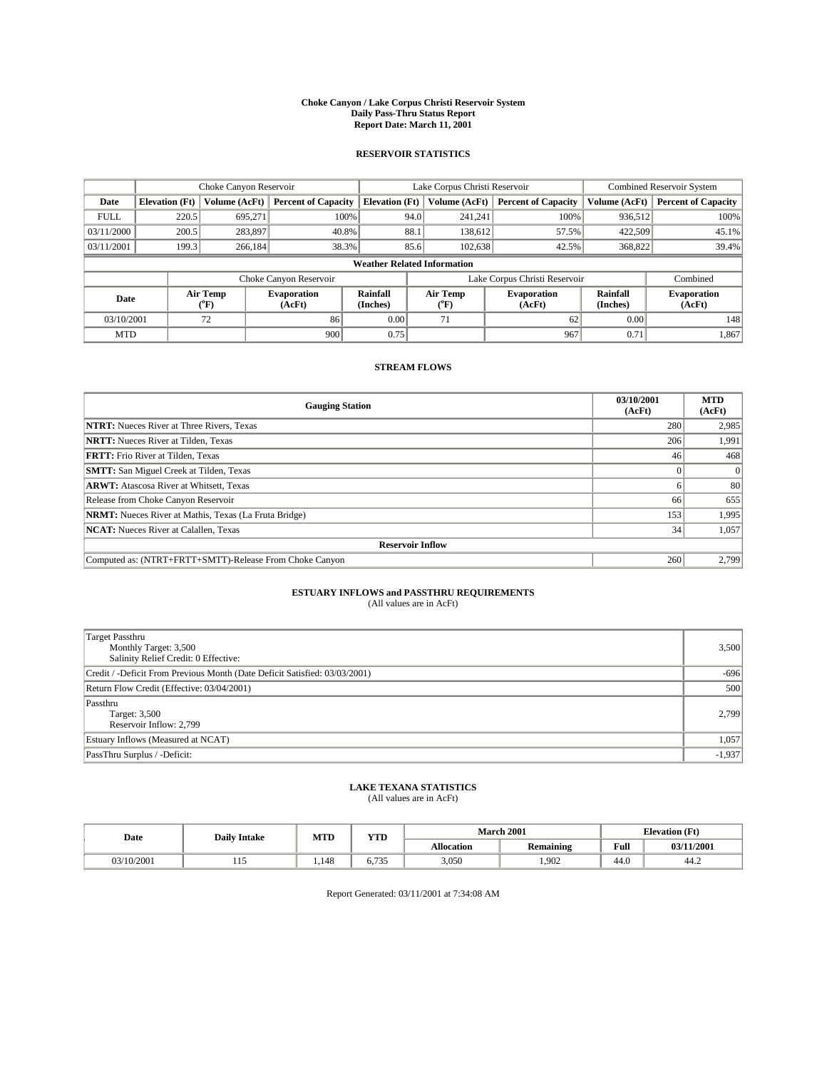**Choke Canyon / Lake Corpus Christi Reservoir System**
**Daily Pass-Thru Status Report**
**Report Date: March 11, 2001**

## RESERVOIR STATISTICS

| | Choke Canyon Reservoir | | | Lake Corpus Christi Reservoir | | | Combined Reservoir System | |
|---|---|---|---|---|---|---|---|---|
| **Date** | **Elevation (Ft)** | **Volume (AcFt)** | **Percent of Capacity** | **Elevation (Ft)** | **Volume (AcFt)** | **Percent of Capacity** | **Volume (AcFt)** | **Percent of Capacity** |
| FULL | 220.5 | 695,271 | 100% | 94.0 | 241,241 | 100% | 936,512 | 100% |
| 03/11/2000 | 200.5 | 283,897 | 40.8% | 88.1 | 138,612 | 57.5% | 422,509 | 45.1% |
| 03/11/2001 | 199.3 | 266,184 | 38.3% | 85.6 | 102,638 | 42.5% | 368,822 | 39.4% |

**Weather Related Information**

| | Choke Canyon Reservoir | | | Lake Corpus Christi Reservoir | | | Combined |
|---|---|---|---|---|---|---|---|
| **Date** | **Air Temp (°F)** | **Evaporation (AcFt)** | **Rainfall (Inches)** | **Air Temp (°F)** | **Evaporation (AcFt)** | **Rainfall (Inches)** | **Evaporation (AcFt)** |
| 03/10/2001 | 72 | 86 | 0.00 | 71 | 62 | 0.00 | 148 |
| MTD | | 900 | 0.75 | | 967 | 0.71 | 1,867 |

## STREAM FLOWS

| Gauging Station | 03/10/2001 (AcFt) | MTD (AcFt) |
|---|---|---|
| **NTRT:** Nueces River at Three Rivers, Texas | 280 | 2,985 |
| **NRTT:** Nueces River at Tilden, Texas | 206 | 1,991 |
| **FRTT:** Frio River at Tilden, Texas | 46 | 468 |
| **SMTT:** San Miguel Creek at Tilden, Texas | 0 | 0 |
| **ARWT:** Atascosa River at Whitsett, Texas | 6 | 80 |
| Release from Choke Canyon Reservoir | 66 | 655 |
| **NRMT:** Nueces River at Mathis, Texas (La Fruta Bridge) | 153 | 1,995 |
| **NCAT:** Nueces River at Calallen, Texas | 34 | 1,057 |
| **Reservoir Inflow** | | |
| Computed as: (NTRT+FRTT+SMTT)-Release From Choke Canyon | 260 | 2,799 |

## ESTUARY INFLOWS and PASSTHRU REQUIREMENTS

(All values are in AcFt)

| | |
|---|---|
| Target Passthru<br>Monthly Target: 3,500<br>Salinity Relief Credit: 0 Effective: | 3,500 |
| Credit / -Deficit From Previous Month (Date Deficit Satisfied: 03/03/2001) | -696 |
| Return Flow Credit (Effective: 03/04/2001) | 500 |
| Passthru<br>Target: 3,500<br>Reservoir Inflow: 2,799 | 2,799 |
| Estuary Inflows (Measured at NCAT) | 1,057 |
| PassThru Surplus / -Deficit: | -1,937 |

## LAKE TEXANA STATISTICS

(All values are in AcFt)

| Date | Daily Intake | MTD | YTD | March 2001 | | Elevation (Ft) | |
|---|---|---|---|---|---|---|---|
| | | | | **Allocation** | **Remaining** | **Full** | **03/11/2001** |
| 03/10/2001 | 115 | 1,148 | 6,735 | 3,050 | 1,902 | 44.0 | 44.2 |

Report Generated: 03/11/2001 at 7:34:08 AM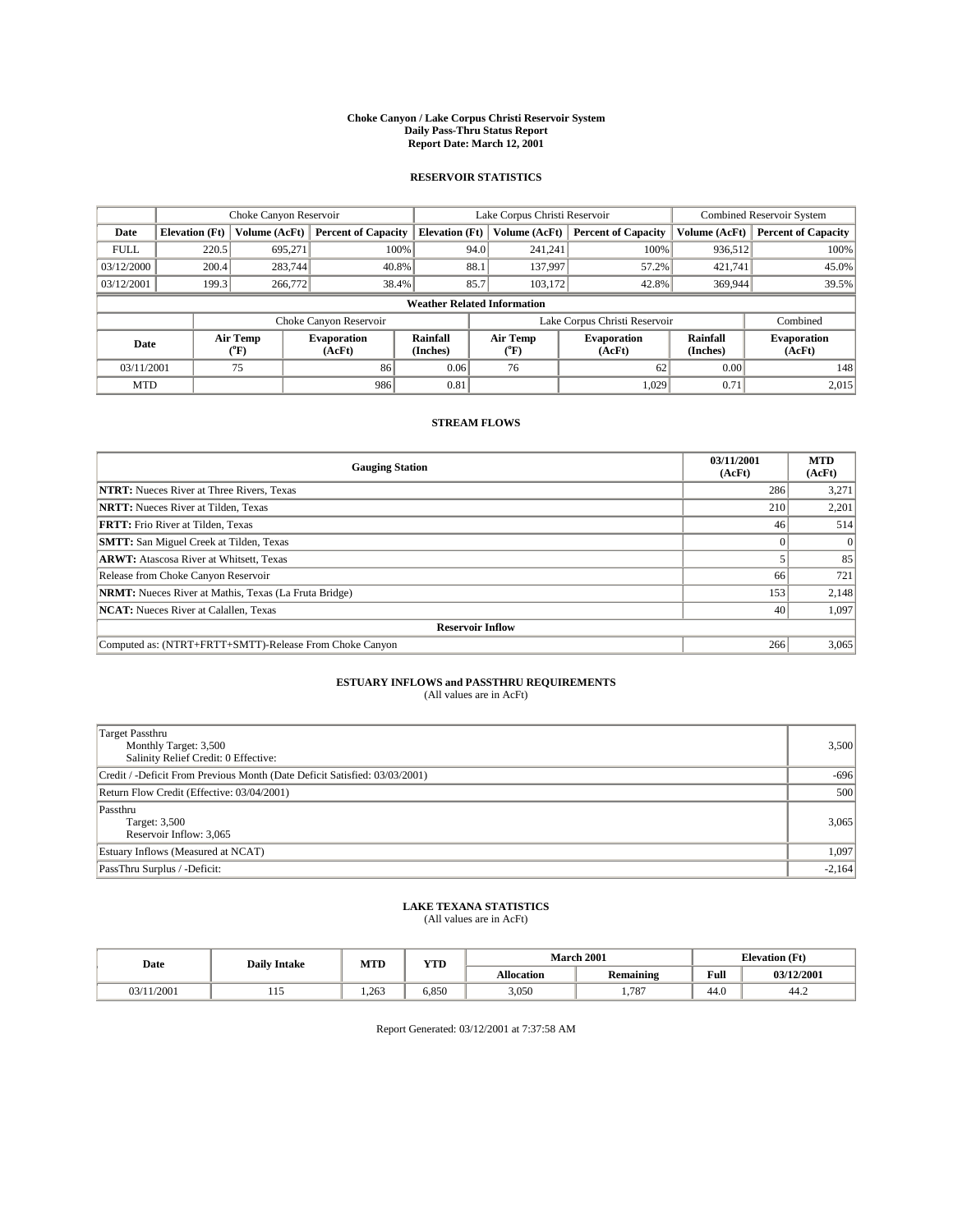# Choke Canyon / Lake Corpus Christi Reservoir System
## Daily Pass-Thru Status Report
## Report Date: March 12, 2001

### RESERVOIR STATISTICS

| | Choke Canyon Reservoir | | | Lake Corpus Christi Reservoir | | | Combined Reservoir System | |
|---|---|---|---|---|---|---|---|---|
| **Date** | **Elevation (Ft)** | **Volume (AcFt)** | **Percent of Capacity** | **Elevation (Ft)** | **Volume (AcFt)** | **Percent of Capacity** | **Volume (AcFt)** | **Percent of Capacity** |
| FULL | 220.5 | 695,271 | 100% | 94.0 | 241,241 | 100% | 936,512 | 100% |
| 03/12/2000 | 200.4 | 283,744 | 40.8% | 88.1 | 137,997 | 57.2% | 421,741 | 45.0% |
| 03/12/2001 | 199.3 | 266,772 | 38.4% | 85.7 | 103,172 | 42.8% | 369,944 | 39.5% |

**Weather Related Information**

| | Choke Canyon Reservoir | | | Lake Corpus Christi Reservoir | | | Combined |
|---|---|---|---|---|---|---|---|
| **Date** | **Air Temp (°F)** | **Evaporation (AcFt)** | **Rainfall (Inches)** | **Air Temp (°F)** | **Evaporation (AcFt)** | **Rainfall (Inches)** | **Evaporation (AcFt)** |
| 03/11/2001 | 75 | 86 | 0.06 | 76 | 62 | 0.00 | 148 |
| MTD | | 986 | 0.81 | | 1,029 | 0.71 | 2,015 |

### STREAM FLOWS

| Gauging Station | 03/11/2001 (AcFt) | MTD (AcFt) |
|---|---|---|
| **NTRT:** Nueces River at Three Rivers, Texas | 286 | 3,271 |
| **NRTT:** Nueces River at Tilden, Texas | 210 | 2,201 |
| **FRTT:** Frio River at Tilden, Texas | 46 | 514 |
| **SMTT:** San Miguel Creek at Tilden, Texas | 0 | 0 |
| **ARWT:** Atascosa River at Whitsett, Texas | 5 | 85 |
| Release from Choke Canyon Reservoir | 66 | 721 |
| **NRMT:** Nueces River at Mathis, Texas (La Fruta Bridge) | 153 | 2,148 |
| **NCAT:** Nueces River at Calallen, Texas | 40 | 1,097 |
| **Reservoir Inflow** | | |
| Computed as: (NTRT+FRTT+SMTT)-Release From Choke Canyon | 266 | 3,065 |

### ESTUARY INFLOWS and PASSTHRU REQUIREMENTS
(All values are in AcFt)

| | |
|---|---|
| Target Passthru<br>Monthly Target: 3,500<br>Salinity Relief Credit: 0 Effective: | 3,500 |
| Credit / -Deficit From Previous Month (Date Deficit Satisfied: 03/03/2001) | -696 |
| Return Flow Credit (Effective: 03/04/2001) | 500 |
| Passthru<br>Target: 3,500<br>Reservoir Inflow: 3,065 | 3,065 |
| Estuary Inflows (Measured at NCAT) | 1,097 |
| PassThru Surplus / -Deficit: | -2,164 |

### LAKE TEXANA STATISTICS
(All values are in AcFt)

| Date | Daily Intake | MTD | YTD | March 2001 | | Elevation (Ft) | |
|---|---|---|---|---|---|---|---|
| | | | | **Allocation** | **Remaining** | **Full** | **03/12/2001** |
| 03/11/2001 | 115 | 1,263 | 6,850 | 3,050 | 1,787 | 44.0 | 44.2 |

Report Generated: 03/12/2001 at 7:37:58 AM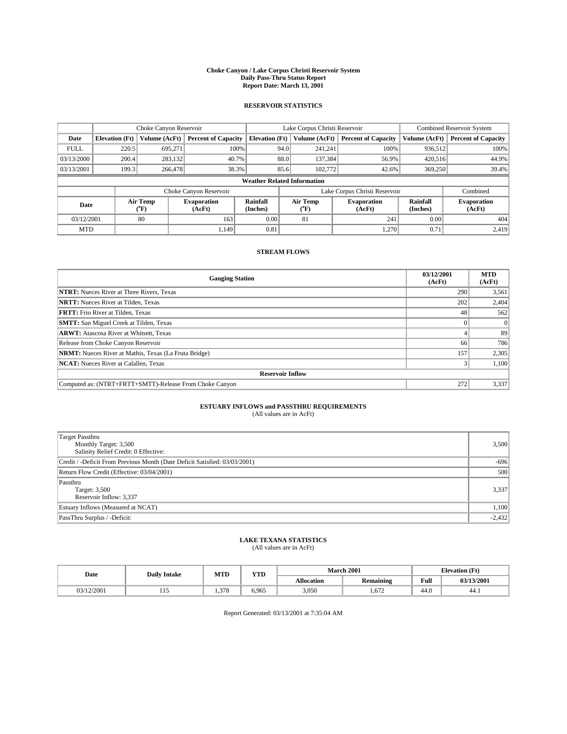**Choke Canyon / Lake Corpus Christi Reservoir System**
**Daily Pass-Thru Status Report**
**Report Date: March 13, 2001**

## RESERVOIR STATISTICS

| | Choke Canyon Reservoir | | | Lake Corpus Christi Reservoir | | | Combined Reservoir System | |
|---|---|---|---|---|---|---|---|---|
| **Date** | **Elevation (Ft)** | **Volume (AcFt)** | **Percent of Capacity** | **Elevation (Ft)** | **Volume (AcFt)** | **Percent of Capacity** | **Volume (AcFt)** | **Percent of Capacity** |
| FULL | 220.5 | 695,271 | 100% | 94.0 | 241,241 | 100% | 936,512 | 100% |
| 03/13/2000 | 200.4 | 283,132 | 40.7% | 88.0 | 137,384 | 56.9% | 420,516 | 44.9% |
| 03/13/2001 | 199.3 | 266,478 | 38.3% | 85.6 | 102,772 | 42.6% | 369,250 | 39.4% |

**Weather Related Information**

| | Choke Canyon Reservoir | | | Lake Corpus Christi Reservoir | | | Combined |
|---|---|---|---|---|---|---|---|
| **Date** | **Air Temp (°F)** | **Evaporation (AcFt)** | **Rainfall (Inches)** | **Air Temp (°F)** | **Evaporation (AcFt)** | **Rainfall (Inches)** | **Evaporation (AcFt)** |
| 03/12/2001 | 80 | 163 | 0.00 | 81 | 241 | 0.00 | 404 |
| MTD | | 1,149 | 0.81 | | 1,270 | 0.71 | 2,419 |

## STREAM FLOWS

| Gauging Station | 03/12/2001 (AcFt) | MTD (AcFt) |
|---|---|---|
| **NTRT:** Nueces River at Three Rivers, Texas | 290 | 3,561 |
| **NRTT:** Nueces River at Tilden, Texas | 202 | 2,404 |
| **FRTT:** Frio River at Tilden, Texas | 48 | 562 |
| **SMTT:** San Miguel Creek at Tilden, Texas | 0 | 0 |
| **ARWT:** Atascosa River at Whitsett, Texas | 4 | 89 |
| Release from Choke Canyon Reservoir | 66 | 786 |
| **NRMT:** Nueces River at Mathis, Texas (La Fruta Bridge) | 157 | 2,305 |
| **NCAT:** Nueces River at Calallen, Texas | 3 | 1,100 |
| **Reservoir Inflow** | | |
| Computed as: (NTRT+FRTT+SMTT)-Release From Choke Canyon | 272 | 3,337 |

## ESTUARY INFLOWS and PASSTHRU REQUIREMENTS
(All values are in AcFt)

| | |
|---|---|
| Target Passthru<br>Monthly Target: 3,500<br>Salinity Relief Credit: 0 Effective: | 3,500 |
| Credit / -Deficit From Previous Month (Date Deficit Satisfied: 03/03/2001) | -696 |
| Return Flow Credit (Effective: 03/04/2001) | 500 |
| Passthru<br>Target: 3,500<br>Reservoir Inflow: 3,337 | 3,337 |
| Estuary Inflows (Measured at NCAT) | 1,100 |
| PassThru Surplus / -Deficit: | -2,432 |

## LAKE TEXANA STATISTICS
(All values are in AcFt)

| Date | Daily Intake | MTD | YTD | March 2001 | | Elevation (Ft) | |
|---|---|---|---|---|---|---|---|
| | | | | **Allocation** | **Remaining** | **Full** | **03/13/2001** |
| 03/12/2001 | 115 | 1,378 | 6,965 | 3,050 | 1,672 | 44.0 | 44.1 |

Report Generated: 03/13/2001 at 7:35:04 AM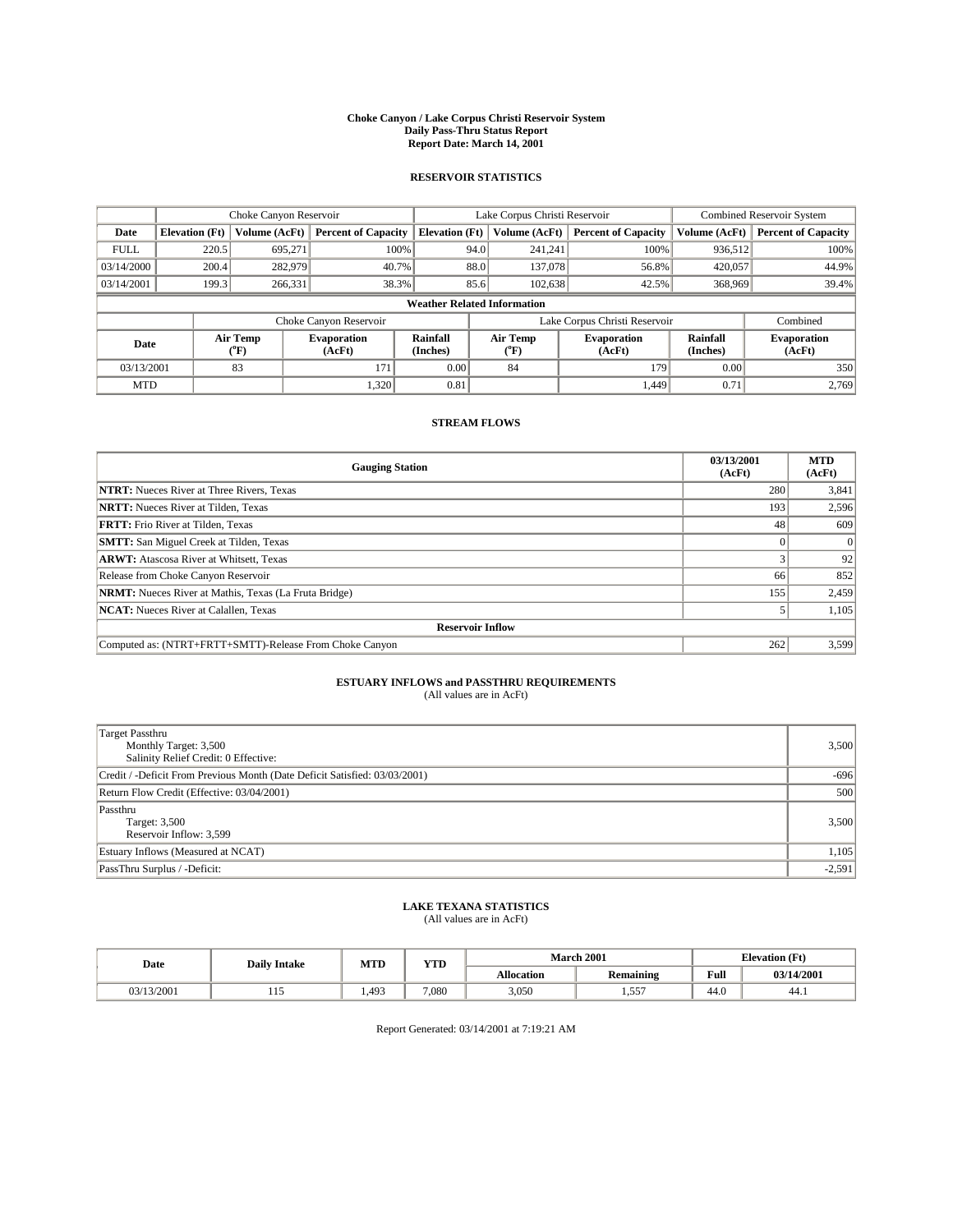**Choke Canyon / Lake Corpus Christi Reservoir System**
**Daily Pass-Thru Status Report**
**Report Date: March 14, 2001**

## RESERVOIR STATISTICS

| | Choke Canyon Reservoir | | | Lake Corpus Christi Reservoir | | | Combined Reservoir System | |
|---|---|---|---|---|---|---|---|---|
| Date | Elevation (Ft) | Volume (AcFt) | Percent of Capacity | Elevation (Ft) | Volume (AcFt) | Percent of Capacity | Volume (AcFt) | Percent of Capacity |
| FULL | 220.5 | 695,271 | 100% | 94.0 | 241,241 | 100% | 936,512 | 100% |
| 03/14/2000 | 200.4 | 282,979 | 40.7% | 88.0 | 137,078 | 56.8% | 420,057 | 44.9% |
| 03/14/2001 | 199.3 | 266,331 | 38.3% | 85.6 | 102,638 | 42.5% | 368,969 | 39.4% |

**Weather Related Information**

| | Choke Canyon Reservoir | | | Lake Corpus Christi Reservoir | | | Combined |
|---|---|---|---|---|---|---|---|
| Date | Air Temp (°F) | Evaporation (AcFt) | Rainfall (Inches) | Air Temp (°F) | Evaporation (AcFt) | Rainfall (Inches) | Evaporation (AcFt) |
| 03/13/2001 | 83 | 171 | 0.00 | 84 | 179 | 0.00 | 350 |
| MTD | | 1,320 | 0.81 | | 1,449 | 0.71 | 2,769 |

## STREAM FLOWS

| Gauging Station | 03/13/2001 (AcFt) | MTD (AcFt) |
|---|---|---|
| **NTRT:** Nueces River at Three Rivers, Texas | 280 | 3,841 |
| **NRTT:** Nueces River at Tilden, Texas | 193 | 2,596 |
| **FRTT:** Frio River at Tilden, Texas | 48 | 609 |
| **SMTT:** San Miguel Creek at Tilden, Texas | 0 | 0 |
| **ARWT:** Atascosa River at Whitsett, Texas | 3 | 92 |
| Release from Choke Canyon Reservoir | 66 | 852 |
| **NRMT:** Nueces River at Mathis, Texas (La Fruta Bridge) | 155 | 2,459 |
| **NCAT:** Nueces River at Calallen, Texas | 5 | 1,105 |
| **Reservoir Inflow** | | |
| Computed as: (NTRT+FRTT+SMTT)-Release From Choke Canyon | 262 | 3,599 |

## ESTUARY INFLOWS and PASSTHRU REQUIREMENTS

(All values are in AcFt)

| | |
|---|---|
| Target Passthru<br>Monthly Target: 3,500<br>Salinity Relief Credit: 0 Effective: | 3,500 |
| Credit / -Deficit From Previous Month (Date Deficit Satisfied: 03/03/2001) | -696 |
| Return Flow Credit (Effective: 03/04/2001) | 500 |
| Passthru<br>Target: 3,500<br>Reservoir Inflow: 3,599 | 3,500 |
| Estuary Inflows (Measured at NCAT) | 1,105 |
| PassThru Surplus / -Deficit: | -2,591 |

## LAKE TEXANA STATISTICS

(All values are in AcFt)

| Date | Daily Intake | MTD | YTD | March 2001 | | Elevation (Ft) | |
|---|---|---|---|---|---|---|---|
| | | | | Allocation | Remaining | Full | 03/14/2001 |
| 03/13/2001 | 115 | 1,493 | 7,080 | 3,050 | 1,557 | 44.0 | 44.1 |

Report Generated: 03/14/2001 at 7:19:21 AM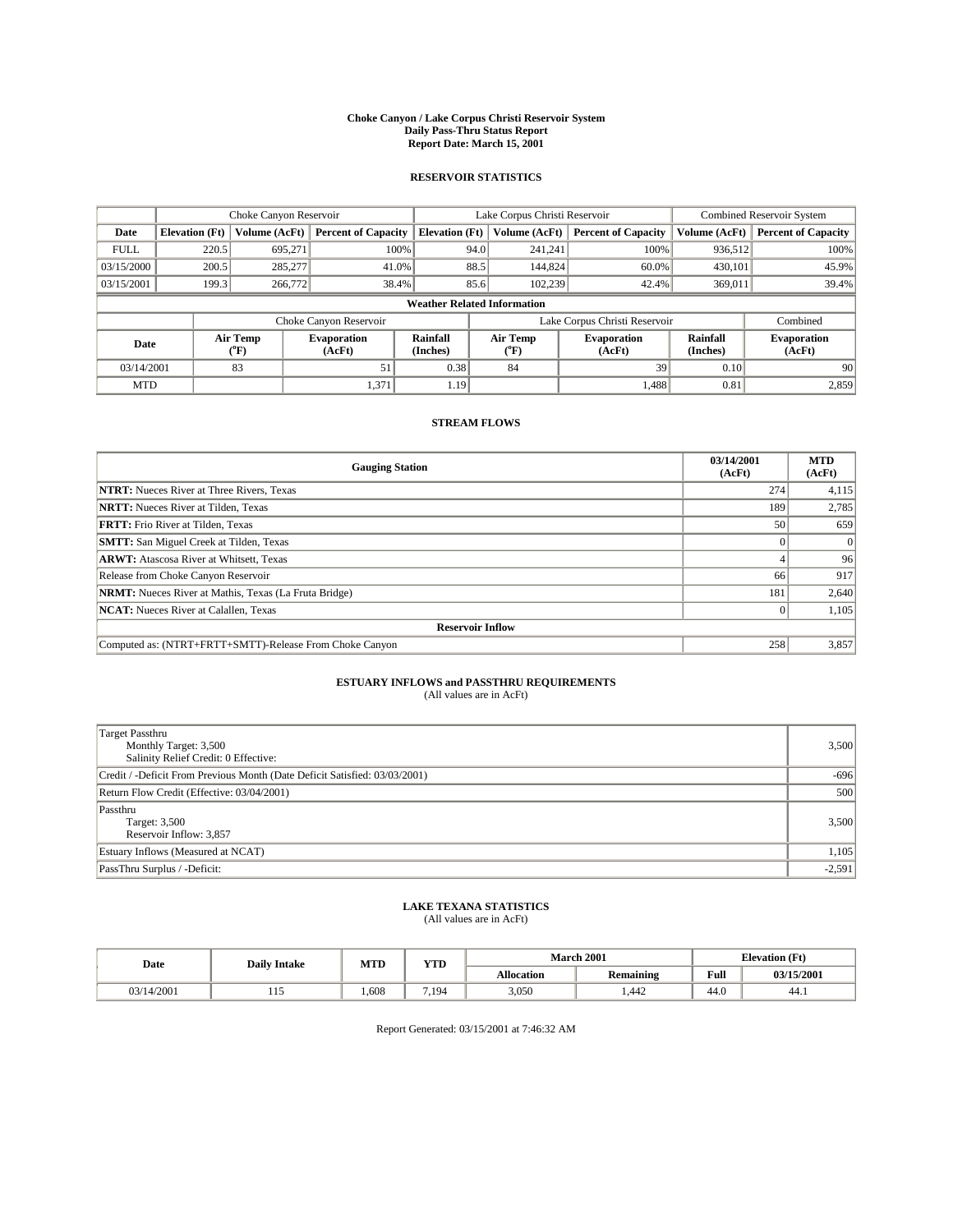**Choke Canyon / Lake Corpus Christi Reservoir System**
**Daily Pass-Thru Status Report**
**Report Date: March 15, 2001**

## RESERVOIR STATISTICS

| | Choke Canyon Reservoir | | | Lake Corpus Christi Reservoir | | | Combined Reservoir System | |
|---|---|---|---|---|---|---|---|---|
| **Date** | **Elevation (Ft)** | **Volume (AcFt)** | **Percent of Capacity** | **Elevation (Ft)** | **Volume (AcFt)** | **Percent of Capacity** | **Volume (AcFt)** | **Percent of Capacity** |
| FULL | 220.5 | 695,271 | 100% | 94.0 | 241,241 | 100% | 936,512 | 100% |
| 03/15/2000 | 200.5 | 285,277 | 41.0% | 88.5 | 144,824 | 60.0% | 430,101 | 45.9% |
| 03/15/2001 | 199.3 | 266,772 | 38.4% | 85.6 | 102,239 | 42.4% | 369,011 | 39.4% |

**Weather Related Information**

| | Choke Canyon Reservoir | | | Lake Corpus Christi Reservoir | | | Combined |
|---|---|---|---|---|---|---|---|
| **Date** | **Air Temp (°F)** | **Evaporation (AcFt)** | **Rainfall (Inches)** | **Air Temp (°F)** | **Evaporation (AcFt)** | **Rainfall (Inches)** | **Evaporation (AcFt)** |
| 03/14/2001 | 83 | 51 | 0.38 | 84 | 39 | 0.10 | 90 |
| MTD | | 1,371 | 1.19 | | 1,488 | 0.81 | 2,859 |

## STREAM FLOWS

| Gauging Station | 03/14/2001 (AcFt) | MTD (AcFt) |
|---|---|---|
| **NTRT:** Nueces River at Three Rivers, Texas | 274 | 4,115 |
| **NRTT:** Nueces River at Tilden, Texas | 189 | 2,785 |
| **FRTT:** Frio River at Tilden, Texas | 50 | 659 |
| **SMTT:** San Miguel Creek at Tilden, Texas | 0 | 0 |
| **ARWT:** Atascosa River at Whitsett, Texas | 4 | 96 |
| Release from Choke Canyon Reservoir | 66 | 917 |
| **NRMT:** Nueces River at Mathis, Texas (La Fruta Bridge) | 181 | 2,640 |
| **NCAT:** Nueces River at Calallen, Texas | 0 | 1,105 |
| **Reservoir Inflow** | | |
| Computed as: (NTRT+FRTT+SMTT)-Release From Choke Canyon | 258 | 3,857 |

## ESTUARY INFLOWS and PASSTHRU REQUIREMENTS
(All values are in AcFt)

| | |
|---|---|
| Target Passthru<br>Monthly Target: 3,500<br>Salinity Relief Credit: 0 Effective: | 3,500 |
| Credit / -Deficit From Previous Month (Date Deficit Satisfied: 03/03/2001) | -696 |
| Return Flow Credit (Effective: 03/04/2001) | 500 |
| Passthru<br>Target: 3,500<br>Reservoir Inflow: 3,857 | 3,500 |
| Estuary Inflows (Measured at NCAT) | 1,105 |
| PassThru Surplus / -Deficit: | -2,591 |

## LAKE TEXANA STATISTICS
(All values are in AcFt)

| Date | Daily Intake | MTD | YTD | March 2001 | | Elevation (Ft) | |
|---|---|---|---|---|---|---|---|
| | | | | **Allocation** | **Remaining** | **Full** | **03/15/2001** |
| 03/14/2001 | 115 | 1,608 | 7,194 | 3,050 | 1,442 | 44.0 | 44.1 |

Report Generated: 03/15/2001 at 7:46:32 AM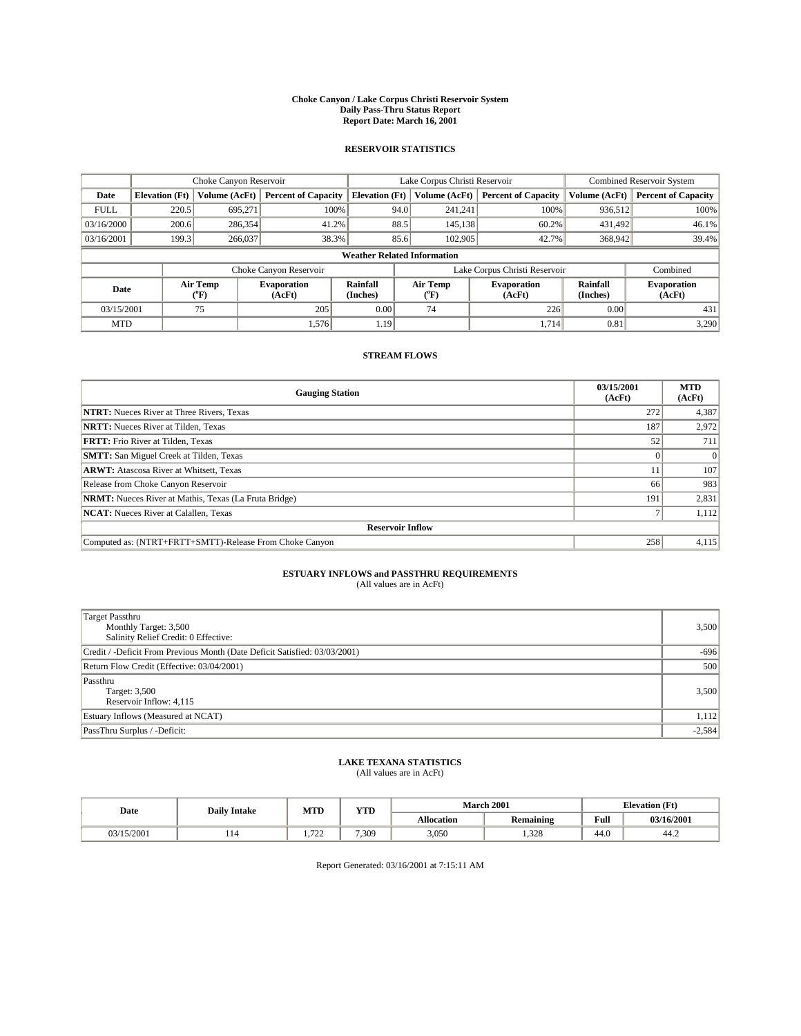# Choke Canyon / Lake Corpus Christi Reservoir System
## Daily Pass-Thru Status Report
## Report Date: March 16, 2001

### RESERVOIR STATISTICS

| | Choke Canyon Reservoir | | | Lake Corpus Christi Reservoir | | | Combined Reservoir System | |
|---|---|---|---|---|---|---|---|---|
| Date | Elevation (Ft) | Volume (AcFt) | Percent of Capacity | Elevation (Ft) | Volume (AcFt) | Percent of Capacity | Volume (AcFt) | Percent of Capacity |
| FULL | 220.5 | 695,271 | 100% | 94.0 | 241,241 | 100% | 936,512 | 100% |
| 03/16/2000 | 200.6 | 286,354 | 41.2% | 88.5 | 145,138 | 60.2% | 431,492 | 46.1% |
| 03/16/2001 | 199.3 | 266,037 | 38.3% | 85.6 | 102,905 | 42.7% | 368,942 | 39.4% |

**Weather Related Information**

| | Choke Canyon Reservoir | | | Lake Corpus Christi Reservoir | | | Combined |
|---|---|---|---|---|---|---|---|
| Date | Air Temp (°F) | Evaporation (AcFt) | Rainfall (Inches) | Air Temp (°F) | Evaporation (AcFt) | Rainfall (Inches) | Evaporation (AcFt) |
| 03/15/2001 | 75 | 205 | 0.00 | 74 | 226 | 0.00 | 431 |
| MTD | | 1,576 | 1.19 | | 1,714 | 0.81 | 3,290 |

### STREAM FLOWS

| Gauging Station | 03/15/2001 (AcFt) | MTD (AcFt) |
|---|---|---|
| **NTRT:** Nueces River at Three Rivers, Texas | 272 | 4,387 |
| **NRTT:** Nueces River at Tilden, Texas | 187 | 2,972 |
| **FRTT:** Frio River at Tilden, Texas | 52 | 711 |
| **SMTT:** San Miguel Creek at Tilden, Texas | 0 | 0 |
| **ARWT:** Atascosa River at Whitsett, Texas | 11 | 107 |
| Release from Choke Canyon Reservoir | 66 | 983 |
| **NRMT:** Nueces River at Mathis, Texas (La Fruta Bridge) | 191 | 2,831 |
| **NCAT:** Nueces River at Calallen, Texas | 7 | 1,112 |
| **Reservoir Inflow** | | |
| Computed as: (NTRT+FRTT+SMTT)-Release From Choke Canyon | 258 | 4,115 |

### ESTUARY INFLOWS and PASSTHRU REQUIREMENTS
(All values are in AcFt)

| | |
|---|---|
| Target Passthru<br>Monthly Target: 3,500<br>Salinity Relief Credit: 0 Effective: | 3,500 |
| Credit / -Deficit From Previous Month (Date Deficit Satisfied: 03/03/2001) | -696 |
| Return Flow Credit (Effective: 03/04/2001) | 500 |
| Passthru<br>Target: 3,500<br>Reservoir Inflow: 4,115 | 3,500 |
| Estuary Inflows (Measured at NCAT) | 1,112 |
| PassThru Surplus / -Deficit: | -2,584 |

### LAKE TEXANA STATISTICS
(All values are in AcFt)

| Date | Daily Intake | MTD | YTD | March 2001 | | Elevation (Ft) | |
|---|---|---|---|---|---|---|---|
| | | | | Allocation | Remaining | Full | 03/16/2001 |
| 03/15/2001 | 114 | 1,722 | 7,309 | 3,050 | 1,328 | 44.0 | 44.2 |

Report Generated: 03/16/2001 at 7:15:11 AM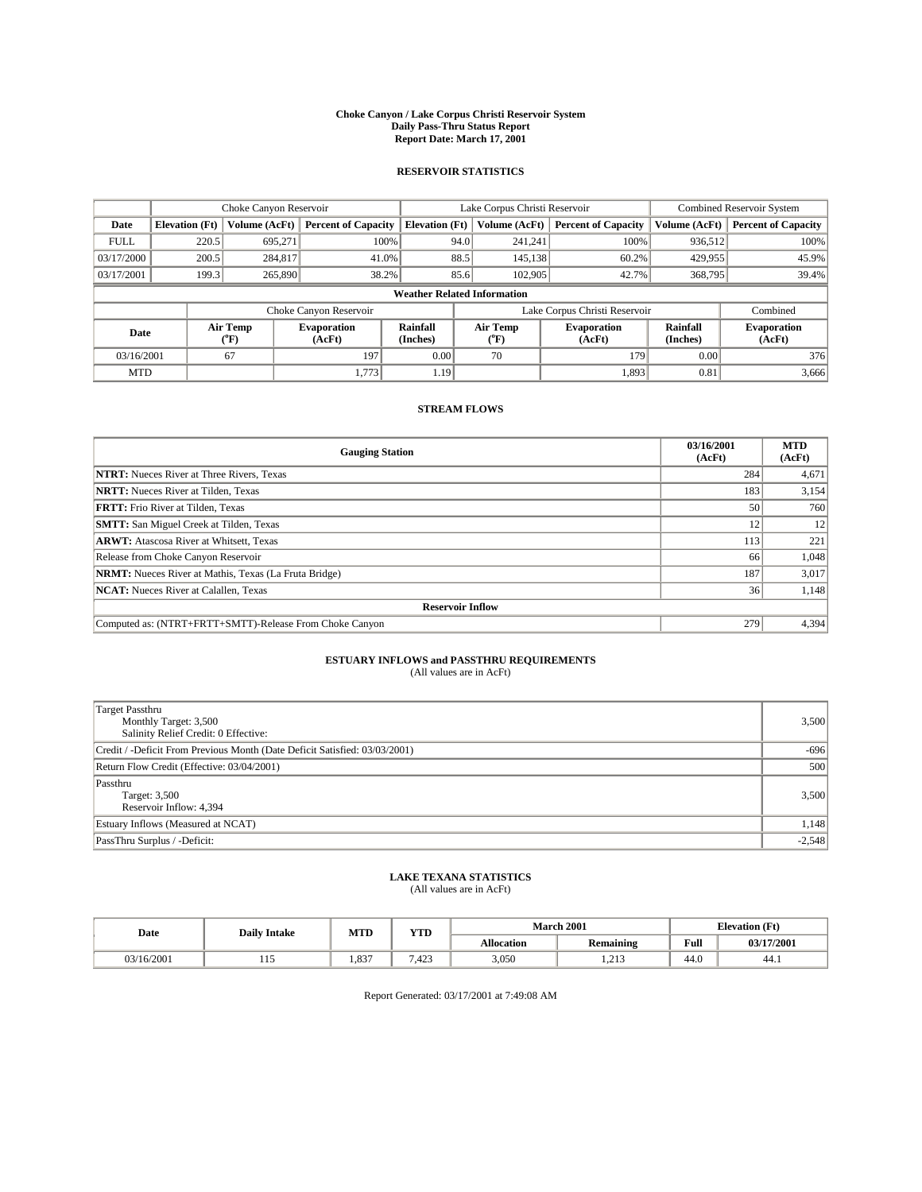**Choke Canyon / Lake Corpus Christi Reservoir System**
**Daily Pass-Thru Status Report**
**Report Date: March 17, 2001**

## RESERVOIR STATISTICS

| | Choke Canyon Reservoir | | | Lake Corpus Christi Reservoir | | | Combined Reservoir System | |
|---|---|---|---|---|---|---|---|---|
| **Date** | **Elevation (Ft)** | **Volume (AcFt)** | **Percent of Capacity** | **Elevation (Ft)** | **Volume (AcFt)** | **Percent of Capacity** | **Volume (AcFt)** | **Percent of Capacity** |
| FULL | 220.5 | 695,271 | 100% | 94.0 | 241,241 | 100% | 936,512 | 100% |
| 03/17/2000 | 200.5 | 284,817 | 41.0% | 88.5 | 145,138 | 60.2% | 429,955 | 45.9% |
| 03/17/2001 | 199.3 | 265,890 | 38.2% | 85.6 | 102,905 | 42.7% | 368,795 | 39.4% |

**Weather Related Information**

| | Choke Canyon Reservoir | | | Lake Corpus Christi Reservoir | | | Combined |
|---|---|---|---|---|---|---|---|
| **Date** | **Air Temp (°F)** | **Evaporation (AcFt)** | **Rainfall (Inches)** | **Air Temp (°F)** | **Evaporation (AcFt)** | **Rainfall (Inches)** | **Evaporation (AcFt)** |
| 03/16/2001 | 67 | 197 | 0.00 | 70 | 179 | 0.00 | 376 |
| MTD | | 1,773 | 1.19 | | 1,893 | 0.81 | 3,666 |

## STREAM FLOWS

| Gauging Station | 03/16/2001 (AcFt) | MTD (AcFt) |
|---|---|---|
| **NTRT:** Nueces River at Three Rivers, Texas | 284 | 4,671 |
| **NRTT:** Nueces River at Tilden, Texas | 183 | 3,154 |
| **FRTT:** Frio River at Tilden, Texas | 50 | 760 |
| **SMTT:** San Miguel Creek at Tilden, Texas | 12 | 12 |
| **ARWT:** Atascosa River at Whitsett, Texas | 113 | 221 |
| Release from Choke Canyon Reservoir | 66 | 1,048 |
| **NRMT:** Nueces River at Mathis, Texas (La Fruta Bridge) | 187 | 3,017 |
| **NCAT:** Nueces River at Calallen, Texas | 36 | 1,148 |
| **Reservoir Inflow** | | |
| Computed as: (NTRT+FRTT+SMTT)-Release From Choke Canyon | 279 | 4,394 |

## ESTUARY INFLOWS and PASSTHRU REQUIREMENTS
(All values are in AcFt)

| | |
|---|---|
| Target Passthru<br>Monthly Target: 3,500<br>Salinity Relief Credit: 0 Effective: | 3,500 |
| Credit / -Deficit From Previous Month (Date Deficit Satisfied: 03/03/2001) | -696 |
| Return Flow Credit (Effective: 03/04/2001) | 500 |
| Passthru<br>Target: 3,500<br>Reservoir Inflow: 4,394 | 3,500 |
| Estuary Inflows (Measured at NCAT) | 1,148 |
| PassThru Surplus / -Deficit: | -2,548 |

## LAKE TEXANA STATISTICS
(All values are in AcFt)

| Date | Daily Intake | MTD | YTD | March 2001 | | Elevation (Ft) | |
|---|---|---|---|---|---|---|---|
| | | | | **Allocation** | **Remaining** | **Full** | **03/17/2001** |
| 03/16/2001 | 115 | 1,837 | 7,423 | 3,050 | 1,213 | 44.0 | 44.1 |

Report Generated: 03/17/2001 at 7:49:08 AM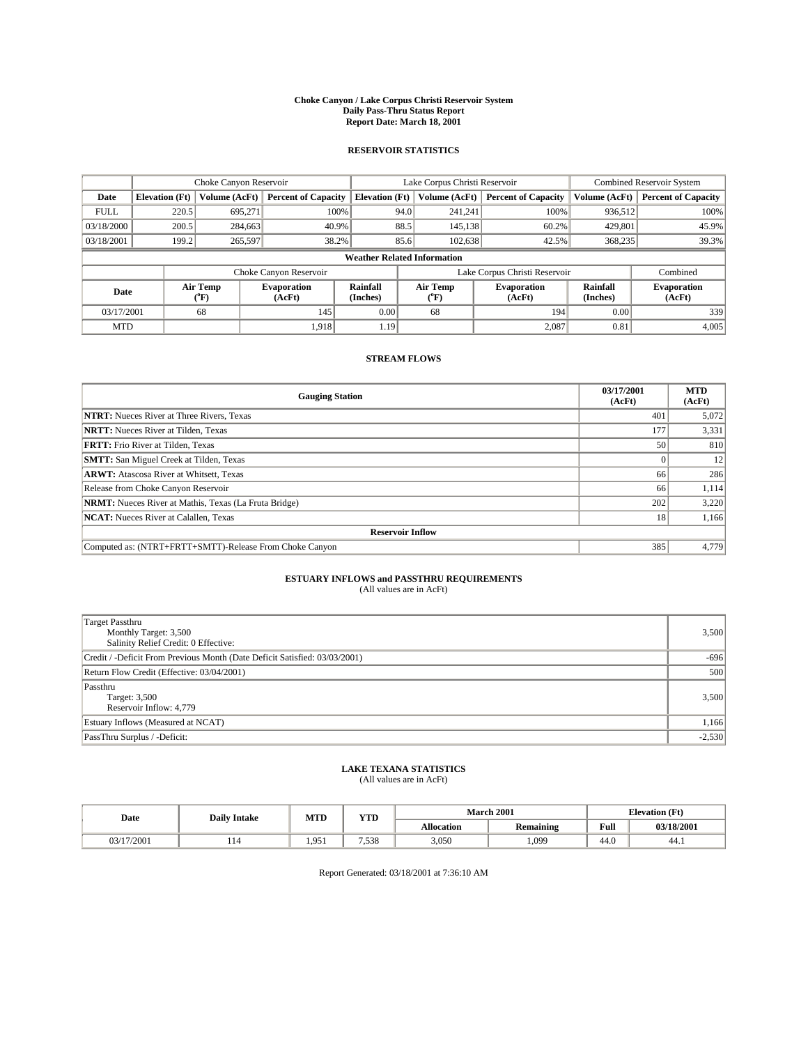# Choke Canyon / Lake Corpus Christi Reservoir System
## Daily Pass-Thru Status Report
### Report Date: March 18, 2001

## RESERVOIR STATISTICS

| | Choke Canyon Reservoir | | | Lake Corpus Christi Reservoir | | | Combined Reservoir System | |
|---|---|---|---|---|---|---|---|---|
| Date | Elevation (Ft) | Volume (AcFt) | Percent of Capacity | Elevation (Ft) | Volume (AcFt) | Percent of Capacity | Volume (AcFt) | Percent of Capacity |
| FULL | 220.5 | 695,271 | 100% | 94.0 | 241,241 | 100% | 936,512 | 100% |
| 03/18/2000 | 200.5 | 284,663 | 40.9% | 88.5 | 145,138 | 60.2% | 429,801 | 45.9% |
| 03/18/2001 | 199.2 | 265,597 | 38.2% | 85.6 | 102,638 | 42.5% | 368,235 | 39.3% |

**Weather Related Information**

| | Choke Canyon Reservoir | | | Lake Corpus Christi Reservoir | | | Combined |
|---|---|---|---|---|---|---|---|
| Date | Air Temp (°F) | Evaporation (AcFt) | Rainfall (Inches) | Air Temp (°F) | Evaporation (AcFt) | Rainfall (Inches) | Evaporation (AcFt) |
| 03/17/2001 | 68 | 145 | 0.00 | 68 | 194 | 0.00 | 339 |
| MTD | | 1,918 | 1.19 | | 2,087 | 0.81 | 4,005 |

## STREAM FLOWS

| Gauging Station | 03/17/2001 (AcFt) | MTD (AcFt) |
|---|---|---|
| **NTRT:** Nueces River at Three Rivers, Texas | 401 | 5,072 |
| **NRTT:** Nueces River at Tilden, Texas | 177 | 3,331 |
| **FRTT:** Frio River at Tilden, Texas | 50 | 810 |
| **SMTT:** San Miguel Creek at Tilden, Texas | 0 | 12 |
| **ARWT:** Atascosa River at Whitsett, Texas | 66 | 286 |
| Release from Choke Canyon Reservoir | 66 | 1,114 |
| **NRMT:** Nueces River at Mathis, Texas (La Fruta Bridge) | 202 | 3,220 |
| **NCAT:** Nueces River at Calallen, Texas | 18 | 1,166 |
| **Reservoir Inflow** | | |
| Computed as: (NTRT+FRTT+SMTT)-Release From Choke Canyon | 385 | 4,779 |

## ESTUARY INFLOWS and PASSTHRU REQUIREMENTS
(All values are in AcFt)

| | |
|---|---|
| Target Passthru<br>Monthly Target: 3,500<br>Salinity Relief Credit: 0 Effective: | 3,500 |
| Credit / -Deficit From Previous Month (Date Deficit Satisfied: 03/03/2001) | -696 |
| Return Flow Credit (Effective: 03/04/2001) | 500 |
| Passthru<br>Target: 3,500<br>Reservoir Inflow: 4,779 | 3,500 |
| Estuary Inflows (Measured at NCAT) | 1,166 |
| PassThru Surplus / -Deficit: | -2,530 |

## LAKE TEXANA STATISTICS
(All values are in AcFt)

| Date | Daily Intake | MTD | YTD | March 2001 | | Elevation (Ft) | |
|---|---|---|---|---|---|---|---|
| | | | | Allocation | Remaining | Full | 03/18/2001 |
| 03/17/2001 | 114 | 1,951 | 7,538 | 3,050 | 1,099 | 44.0 | 44.1 |

Report Generated: 03/18/2001 at 7:36:10 AM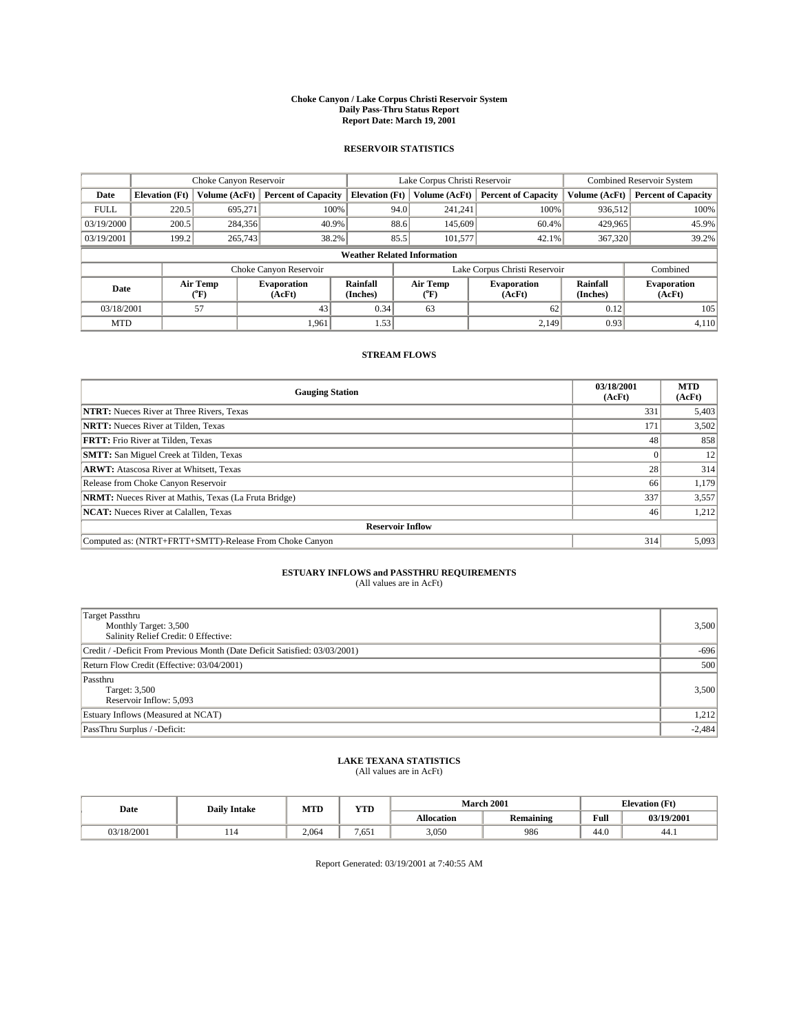# Choke Canyon / Lake Corpus Christi Reservoir System
## Daily Pass-Thru Status Report
## Report Date: March 19, 2001

### RESERVOIR STATISTICS

| | Choke Canyon Reservoir | | | Lake Corpus Christi Reservoir | | | Combined Reservoir System | |
|---|---|---|---|---|---|---|---|---|
| **Date** | **Elevation (Ft)** | **Volume (AcFt)** | **Percent of Capacity** | **Elevation (Ft)** | **Volume (AcFt)** | **Percent of Capacity** | **Volume (AcFt)** | **Percent of Capacity** |
| FULL | 220.5 | 695,271 | 100% | 94.0 | 241,241 | 100% | 936,512 | 100% |
| 03/19/2000 | 200.5 | 284,356 | 40.9% | 88.6 | 145,609 | 60.4% | 429,965 | 45.9% |
| 03/19/2001 | 199.2 | 265,743 | 38.2% | 85.5 | 101,577 | 42.1% | 367,320 | 39.2% |

**Weather Related Information**

| | Choke Canyon Reservoir | | | Lake Corpus Christi Reservoir | | | Combined |
|---|---|---|---|---|---|---|---|
| **Date** | **Air Temp (°F)** | **Evaporation (AcFt)** | **Rainfall (Inches)** | **Air Temp (°F)** | **Evaporation (AcFt)** | **Rainfall (Inches)** | **Evaporation (AcFt)** |
| 03/18/2001 | 57 | 43 | 0.34 | 63 | 62 | 0.12 | 105 |
| MTD | | 1,961 | 1.53 | | 2,149 | 0.93 | 4,110 |

### STREAM FLOWS

| Gauging Station | 03/18/2001 (AcFt) | MTD (AcFt) |
|---|---|---|
| **NTRT:** Nueces River at Three Rivers, Texas | 331 | 5,403 |
| **NRTT:** Nueces River at Tilden, Texas | 171 | 3,502 |
| **FRTT:** Frio River at Tilden, Texas | 48 | 858 |
| **SMTT:** San Miguel Creek at Tilden, Texas | 0 | 12 |
| **ARWT:** Atascosa River at Whitsett, Texas | 28 | 314 |
| Release from Choke Canyon Reservoir | 66 | 1,179 |
| **NRMT:** Nueces River at Mathis, Texas (La Fruta Bridge) | 337 | 3,557 |
| **NCAT:** Nueces River at Calallen, Texas | 46 | 1,212 |
| **Reservoir Inflow** | | |
| Computed as: (NTRT+FRTT+SMTT)-Release From Choke Canyon | 314 | 5,093 |

### ESTUARY INFLOWS and PASSTHRU REQUIREMENTS
(All values are in AcFt)

| | |
|---|---|
| Target Passthru<br>Monthly Target: 3,500<br>Salinity Relief Credit: 0 Effective: | 3,500 |
| Credit / -Deficit From Previous Month (Date Deficit Satisfied: 03/03/2001) | -696 |
| Return Flow Credit (Effective: 03/04/2001) | 500 |
| Passthru<br>Target: 3,500<br>Reservoir Inflow: 5,093 | 3,500 |
| Estuary Inflows (Measured at NCAT) | 1,212 |
| PassThru Surplus / -Deficit: | -2,484 |

### LAKE TEXANA STATISTICS
(All values are in AcFt)

| Date | Daily Intake | MTD | YTD | March 2001 | | Elevation (Ft) | |
|---|---|---|---|---|---|---|---|
| | | | | **Allocation** | **Remaining** | **Full** | **03/19/2001** |
| 03/18/2001 | 114 | 2,064 | 7,651 | 3,050 | 986 | 44.0 | 44.1 |

Report Generated: 03/19/2001 at 7:40:55 AM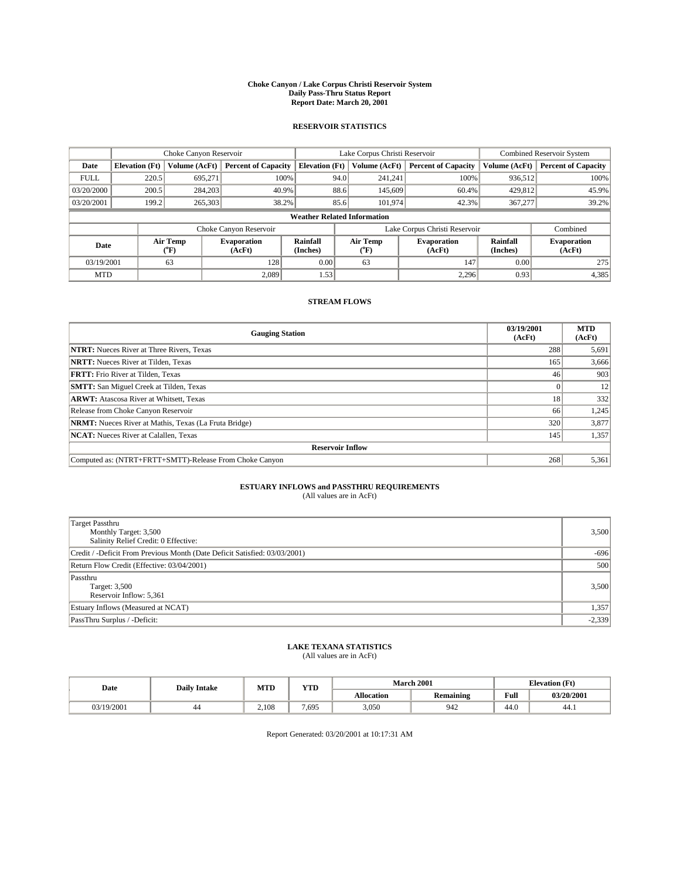**Choke Canyon / Lake Corpus Christi Reservoir System**
**Daily Pass-Thru Status Report**
**Report Date: March 20, 2001**

## RESERVOIR STATISTICS

| | Choke Canyon Reservoir | | | Lake Corpus Christi Reservoir | | | Combined Reservoir System | |
|---|---|---|---|---|---|---|---|---|
| **Date** | **Elevation (Ft)** | **Volume (AcFt)** | **Percent of Capacity** | **Elevation (Ft)** | **Volume (AcFt)** | **Percent of Capacity** | **Volume (AcFt)** | **Percent of Capacity** |
| FULL | 220.5 | 695,271 | 100% | 94.0 | 241,241 | 100% | 936,512 | 100% |
| 03/20/2000 | 200.5 | 284,203 | 40.9% | 88.6 | 145,609 | 60.4% | 429,812 | 45.9% |
| 03/20/2001 | 199.2 | 265,303 | 38.2% | 85.6 | 101,974 | 42.3% | 367,277 | 39.2% |

**Weather Related Information**

| | Choke Canyon Reservoir | | | Lake Corpus Christi Reservoir | | | Combined |
|---|---|---|---|---|---|---|---|
| **Date** | **Air Temp (°F)** | **Evaporation (AcFt)** | **Rainfall (Inches)** | **Air Temp (°F)** | **Evaporation (AcFt)** | **Rainfall (Inches)** | **Evaporation (AcFt)** |
| 03/19/2001 | 63 | 128 | 0.00 | 63 | 147 | 0.00 | 275 |
| MTD | | 2,089 | 1.53 | | 2,296 | 0.93 | 4,385 |

## STREAM FLOWS

| Gauging Station | 03/19/2001 (AcFt) | MTD (AcFt) |
|---|---|---|
| **NTRT:** Nueces River at Three Rivers, Texas | 288 | 5,691 |
| **NRTT:** Nueces River at Tilden, Texas | 165 | 3,666 |
| **FRTT:** Frio River at Tilden, Texas | 46 | 903 |
| **SMTT:** San Miguel Creek at Tilden, Texas | 0 | 12 |
| **ARWT:** Atascosa River at Whitsett, Texas | 18 | 332 |
| Release from Choke Canyon Reservoir | 66 | 1,245 |
| **NRMT:** Nueces River at Mathis, Texas (La Fruta Bridge) | 320 | 3,877 |
| **NCAT:** Nueces River at Calallen, Texas | 145 | 1,357 |
| **Reservoir Inflow** | | |
| Computed as: (NTRT+FRTT+SMTT)-Release From Choke Canyon | 268 | 5,361 |

## ESTUARY INFLOWS and PASSTHRU REQUIREMENTS

(All values are in AcFt)

| | |
|---|---|
| Target Passthru<br>Monthly Target: 3,500<br>Salinity Relief Credit: 0 Effective: | 3,500 |
| Credit / -Deficit From Previous Month (Date Deficit Satisfied: 03/03/2001) | -696 |
| Return Flow Credit (Effective: 03/04/2001) | 500 |
| Passthru<br>Target: 3,500<br>Reservoir Inflow: 5,361 | 3,500 |
| Estuary Inflows (Measured at NCAT) | 1,357 |
| PassThru Surplus / -Deficit: | -2,339 |

## LAKE TEXANA STATISTICS

(All values are in AcFt)

| Date | Daily Intake | MTD | YTD | March 2001 | | Elevation (Ft) | |
|---|---|---|---|---|---|---|---|
| | | | | **Allocation** | **Remaining** | **Full** | **03/20/2001** |
| 03/19/2001 | 44 | 2,108 | 7,695 | 3,050 | 942 | 44.0 | 44.1 |

Report Generated: 03/20/2001 at 10:17:31 AM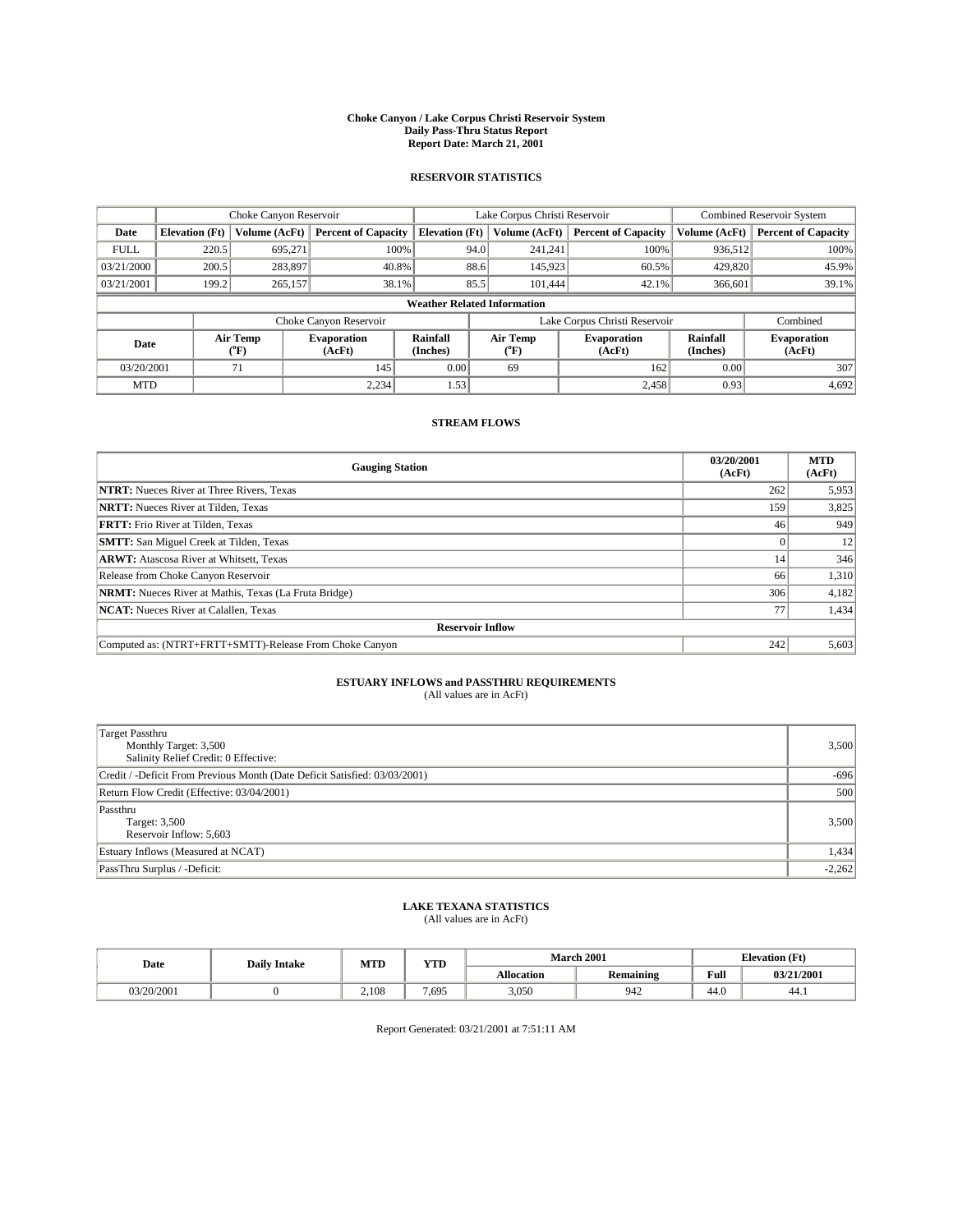**Choke Canyon / Lake Corpus Christi Reservoir System**
**Daily Pass-Thru Status Report**
**Report Date: March 21, 2001**

## RESERVOIR STATISTICS

| | Choke Canyon Reservoir | | | Lake Corpus Christi Reservoir | | | Combined Reservoir System | |
|---|---|---|---|---|---|---|---|---|
| **Date** | **Elevation (Ft)** | **Volume (AcFt)** | **Percent of Capacity** | **Elevation (Ft)** | **Volume (AcFt)** | **Percent of Capacity** | **Volume (AcFt)** | **Percent of Capacity** |
| FULL | 220.5 | 695,271 | 100% | 94.0 | 241,241 | 100% | 936,512 | 100% |
| 03/21/2000 | 200.5 | 283,897 | 40.8% | 88.6 | 145,923 | 60.5% | 429,820 | 45.9% |
| 03/21/2001 | 199.2 | 265,157 | 38.1% | 85.5 | 101,444 | 42.1% | 366,601 | 39.1% |

**Weather Related Information**

| | Choke Canyon Reservoir | | | Lake Corpus Christi Reservoir | | | Combined |
|---|---|---|---|---|---|---|---|
| **Date** | **Air Temp (°F)** | **Evaporation (AcFt)** | **Rainfall (Inches)** | **Air Temp (°F)** | **Evaporation (AcFt)** | **Rainfall (Inches)** | **Evaporation (AcFt)** |
| 03/20/2001 | 71 | 145 | 0.00 | 69 | 162 | 0.00 | 307 |
| MTD | | 2,234 | 1.53 | | 2,458 | 0.93 | 4,692 |

## STREAM FLOWS

| Gauging Station | 03/20/2001 (AcFt) | MTD (AcFt) |
|---|---|---|
| **NTRT:** Nueces River at Three Rivers, Texas | 262 | 5,953 |
| **NRTT:** Nueces River at Tilden, Texas | 159 | 3,825 |
| **FRTT:** Frio River at Tilden, Texas | 46 | 949 |
| **SMTT:** San Miguel Creek at Tilden, Texas | 0 | 12 |
| **ARWT:** Atascosa River at Whitsett, Texas | 14 | 346 |
| Release from Choke Canyon Reservoir | 66 | 1,310 |
| **NRMT:** Nueces River at Mathis, Texas (La Fruta Bridge) | 306 | 4,182 |
| **NCAT:** Nueces River at Calallen, Texas | 77 | 1,434 |
| **Reservoir Inflow** | | |
| Computed as: (NTRT+FRTT+SMTT)-Release From Choke Canyon | 242 | 5,603 |

## ESTUARY INFLOWS and PASSTHRU REQUIREMENTS

(All values are in AcFt)

| | |
|---|---|
| Target Passthru<br>Monthly Target: 3,500<br>Salinity Relief Credit: 0 Effective: | 3,500 |
| Credit / -Deficit From Previous Month (Date Deficit Satisfied: 03/03/2001) | -696 |
| Return Flow Credit (Effective: 03/04/2001) | 500 |
| Passthru<br>Target: 3,500<br>Reservoir Inflow: 5,603 | 3,500 |
| Estuary Inflows (Measured at NCAT) | 1,434 |
| PassThru Surplus / -Deficit: | -2,262 |

## LAKE TEXANA STATISTICS

(All values are in AcFt)

| Date | Daily Intake | MTD | YTD | March 2001 | | Elevation (Ft) | |
|---|---|---|---|---|---|---|---|
| | | | | **Allocation** | **Remaining** | **Full** | **03/21/2001** |
| 03/20/2001 | 0 | 2,108 | 7,695 | 3,050 | 942 | 44.0 | 44.1 |

Report Generated: 03/21/2001 at 7:51:11 AM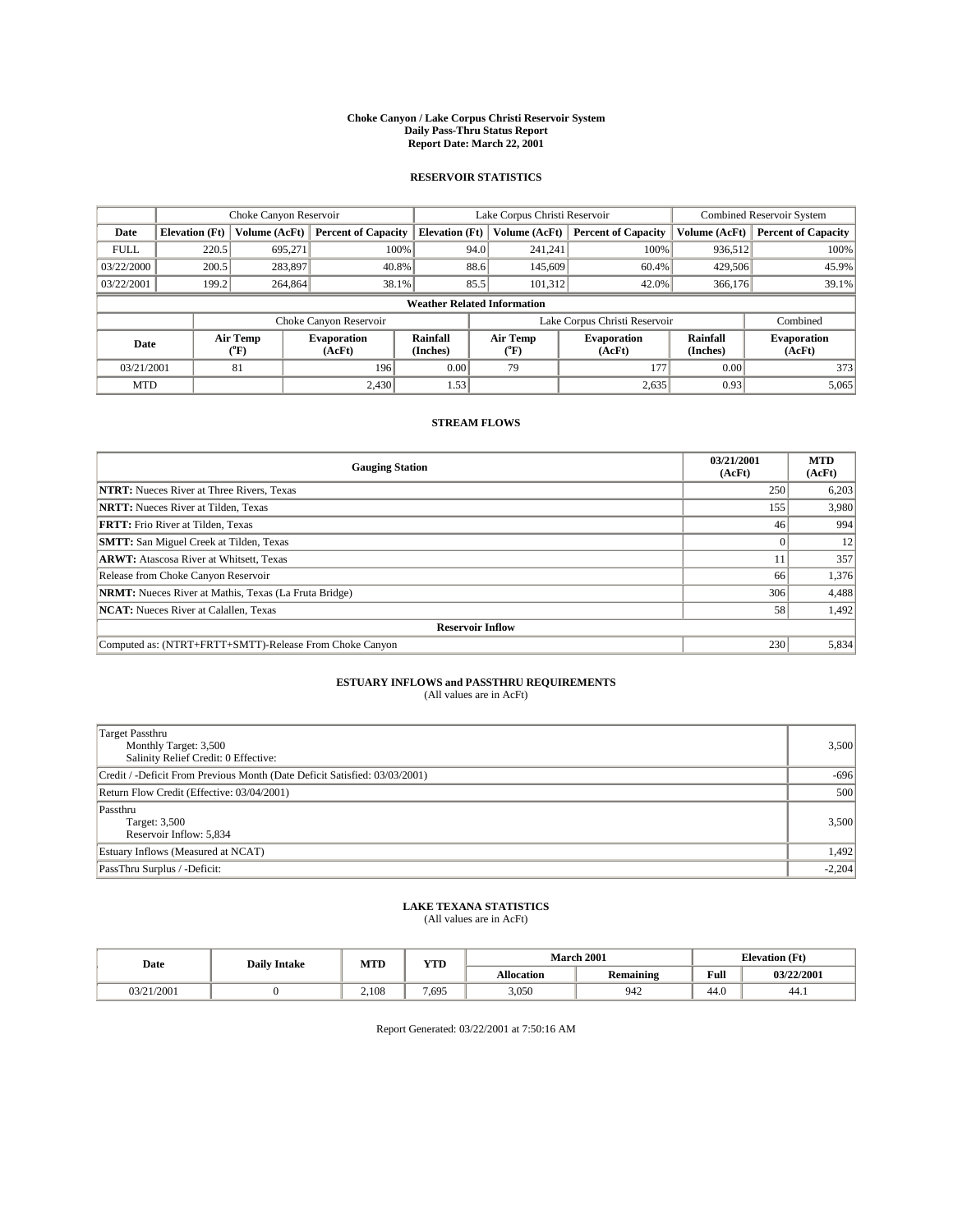**Choke Canyon / Lake Corpus Christi Reservoir System**
**Daily Pass-Thru Status Report**
**Report Date: March 22, 2001**

## RESERVOIR STATISTICS

| | Choke Canyon Reservoir | | | Lake Corpus Christi Reservoir | | | Combined Reservoir System | |
|---|---|---|---|---|---|---|---|---|
| **Date** | **Elevation (Ft)** | **Volume (AcFt)** | **Percent of Capacity** | **Elevation (Ft)** | **Volume (AcFt)** | **Percent of Capacity** | **Volume (AcFt)** | **Percent of Capacity** |
| FULL | 220.5 | 695,271 | 100% | 94.0 | 241,241 | 100% | 936,512 | 100% |
| 03/22/2000 | 200.5 | 283,897 | 40.8% | 88.6 | 145,609 | 60.4% | 429,506 | 45.9% |
| 03/22/2001 | 199.2 | 264,864 | 38.1% | 85.5 | 101,312 | 42.0% | 366,176 | 39.1% |

**Weather Related Information**

| | Choke Canyon Reservoir | | | Lake Corpus Christi Reservoir | | | Combined |
|---|---|---|---|---|---|---|---|
| **Date** | **Air Temp (°F)** | **Evaporation (AcFt)** | **Rainfall (Inches)** | **Air Temp (°F)** | **Evaporation (AcFt)** | **Rainfall (Inches)** | **Evaporation (AcFt)** |
| 03/21/2001 | 81 | 196 | 0.00 | 79 | 177 | 0.00 | 373 |
| MTD | | 2,430 | 1.53 | | 2,635 | 0.93 | 5,065 |

## STREAM FLOWS

| Gauging Station | 03/21/2001 (AcFt) | MTD (AcFt) |
|---|---|---|
| **NTRT:** Nueces River at Three Rivers, Texas | 250 | 6,203 |
| **NRTT:** Nueces River at Tilden, Texas | 155 | 3,980 |
| **FRTT:** Frio River at Tilden, Texas | 46 | 994 |
| **SMTT:** San Miguel Creek at Tilden, Texas | 0 | 12 |
| **ARWT:** Atascosa River at Whitsett, Texas | 11 | 357 |
| Release from Choke Canyon Reservoir | 66 | 1,376 |
| **NRMT:** Nueces River at Mathis, Texas (La Fruta Bridge) | 306 | 4,488 |
| **NCAT:** Nueces River at Calallen, Texas | 58 | 1,492 |
| **Reservoir Inflow** | | |
| Computed as: (NTRT+FRTT+SMTT)-Release From Choke Canyon | 230 | 5,834 |

## ESTUARY INFLOWS and PASSTHRU REQUIREMENTS

(All values are in AcFt)

| | |
|---|---|
| Target Passthru<br>Monthly Target: 3,500<br>Salinity Relief Credit: 0 Effective: | 3,500 |
| Credit / -Deficit From Previous Month (Date Deficit Satisfied: 03/03/2001) | -696 |
| Return Flow Credit (Effective: 03/04/2001) | 500 |
| Passthru<br>Target: 3,500<br>Reservoir Inflow: 5,834 | 3,500 |
| Estuary Inflows (Measured at NCAT) | 1,492 |
| PassThru Surplus / -Deficit: | -2,204 |

## LAKE TEXANA STATISTICS

(All values are in AcFt)

| Date | Daily Intake | MTD | YTD | March 2001 | | Elevation (Ft) | |
|---|---|---|---|---|---|---|---|
| | | | | **Allocation** | **Remaining** | **Full** | **03/22/2001** |
| 03/21/2001 | 0 | 2,108 | 7,695 | 3,050 | 942 | 44.0 | 44.1 |

Report Generated: 03/22/2001 at 7:50:16 AM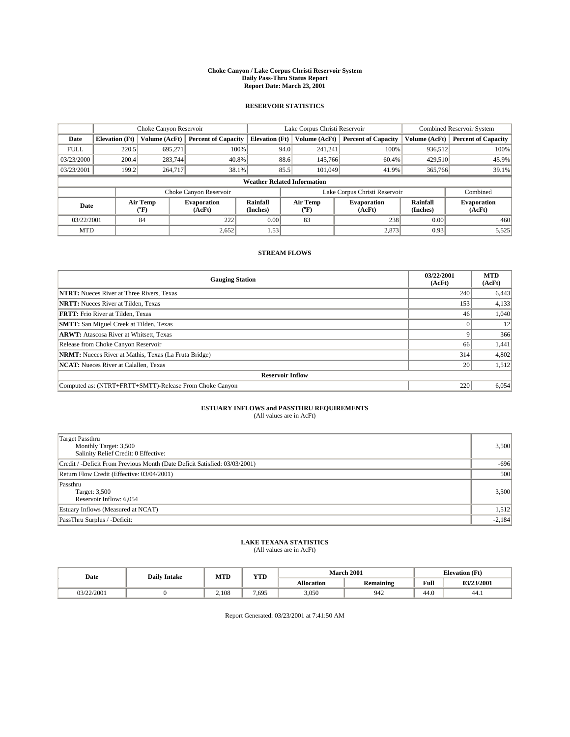# Choke Canyon / Lake Corpus Christi Reservoir System
## Daily Pass-Thru Status Report
### Report Date: March 23, 2001

## RESERVOIR STATISTICS

| | Choke Canyon Reservoir | | | Lake Corpus Christi Reservoir | | | Combined Reservoir System | |
|---|---|---|---|---|---|---|---|---|
| Date | Elevation (Ft) | Volume (AcFt) | Percent of Capacity | Elevation (Ft) | Volume (AcFt) | Percent of Capacity | Volume (AcFt) | Percent of Capacity |
| FULL | 220.5 | 695,271 | 100% | 94.0 | 241,241 | 100% | 936,512 | 100% |
| 03/23/2000 | 200.4 | 283,744 | 40.8% | 88.6 | 145,766 | 60.4% | 429,510 | 45.9% |
| 03/23/2001 | 199.2 | 264,717 | 38.1% | 85.5 | 101,049 | 41.9% | 365,766 | 39.1% |

**Weather Related Information**

| | Choke Canyon Reservoir | | | Lake Corpus Christi Reservoir | | | Combined |
|---|---|---|---|---|---|---|---|
| Date | Air Temp (°F) | Evaporation (AcFt) | Rainfall (Inches) | Air Temp (°F) | Evaporation (AcFt) | Rainfall (Inches) | Evaporation (AcFt) |
| 03/22/2001 | 84 | 222 | 0.00 | 83 | 238 | 0.00 | 460 |
| MTD | | 2,652 | 1.53 | | 2,873 | 0.93 | 5,525 |

## STREAM FLOWS

| Gauging Station | 03/22/2001 (AcFt) | MTD (AcFt) |
|---|---|---|
| **NTRT:** Nueces River at Three Rivers, Texas | 240 | 6,443 |
| **NRTT:** Nueces River at Tilden, Texas | 153 | 4,133 |
| **FRTT:** Frio River at Tilden, Texas | 46 | 1,040 |
| **SMTT:** San Miguel Creek at Tilden, Texas | 0 | 12 |
| **ARWT:** Atascosa River at Whitsett, Texas | 9 | 366 |
| Release from Choke Canyon Reservoir | 66 | 1,441 |
| **NRMT:** Nueces River at Mathis, Texas (La Fruta Bridge) | 314 | 4,802 |
| **NCAT:** Nueces River at Calallen, Texas | 20 | 1,512 |
| **Reservoir Inflow** | | |
| Computed as: (NTRT+FRTT+SMTT)-Release From Choke Canyon | 220 | 6,054 |

## ESTUARY INFLOWS and PASSTHRU REQUIREMENTS
(All values are in AcFt)

| | |
|---|---|
| Target Passthru<br>Monthly Target: 3,500<br>Salinity Relief Credit: 0 Effective: | 3,500 |
| Credit / -Deficit From Previous Month (Date Deficit Satisfied: 03/03/2001) | -696 |
| Return Flow Credit (Effective: 03/04/2001) | 500 |
| Passthru<br>Target: 3,500<br>Reservoir Inflow: 6,054 | 3,500 |
| Estuary Inflows (Measured at NCAT) | 1,512 |
| PassThru Surplus / -Deficit: | -2,184 |

## LAKE TEXANA STATISTICS
(All values are in AcFt)

| Date | Daily Intake | MTD | YTD | March 2001 | | Elevation (Ft) | |
|---|---|---|---|---|---|---|---|
| | | | | Allocation | Remaining | Full | 03/23/2001 |
| 03/22/2001 | 0 | 2,108 | 7,695 | 3,050 | 942 | 44.0 | 44.1 |

Report Generated: 03/23/2001 at 7:41:50 AM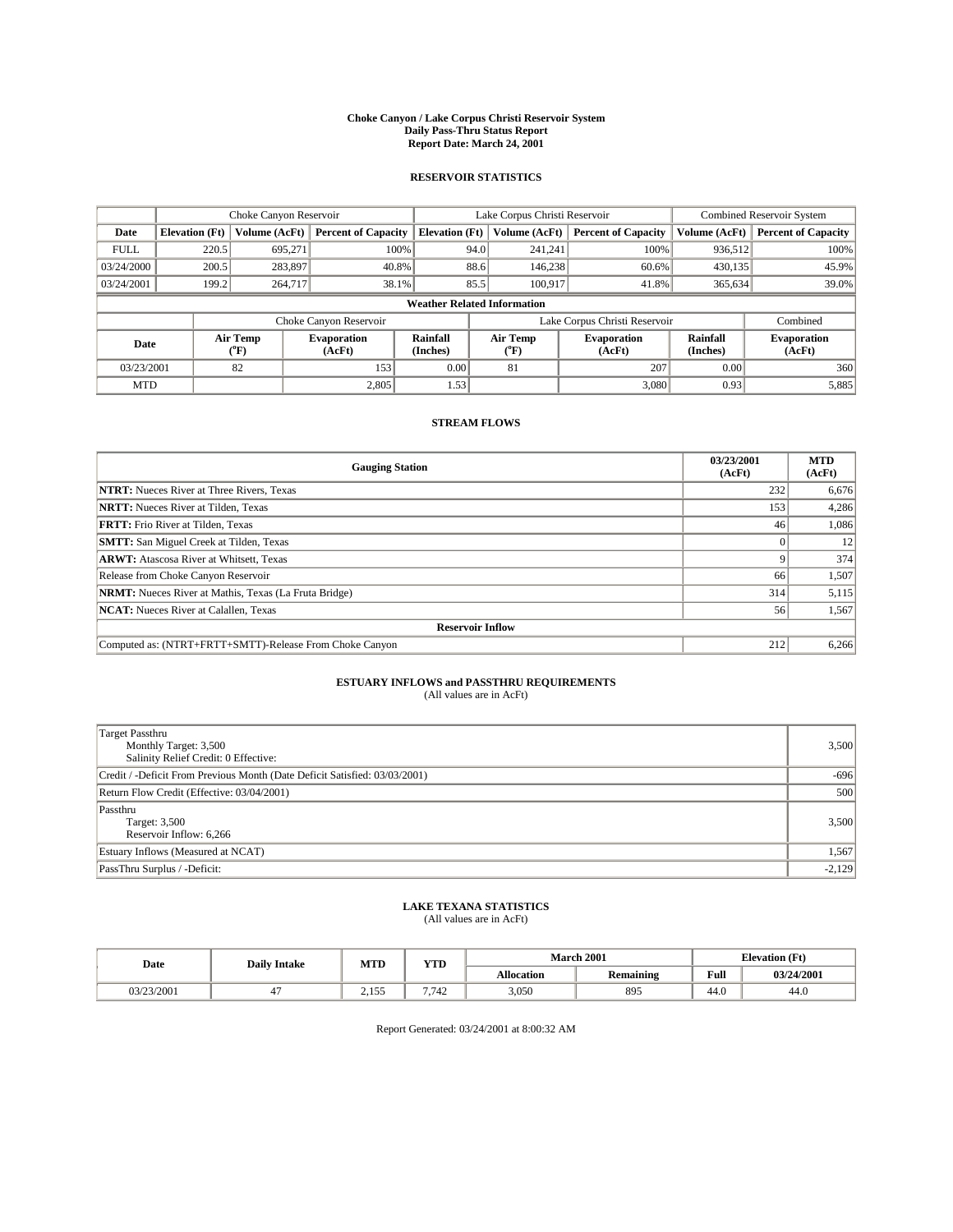**Choke Canyon / Lake Corpus Christi Reservoir System**
**Daily Pass-Thru Status Report**
**Report Date: March 24, 2001**

## RESERVOIR STATISTICS

| | Choke Canyon Reservoir | | | Lake Corpus Christi Reservoir | | | Combined Reservoir System | |
|---|---|---|---|---|---|---|---|---|
| **Date** | **Elevation (Ft)** | **Volume (AcFt)** | **Percent of Capacity** | **Elevation (Ft)** | **Volume (AcFt)** | **Percent of Capacity** | **Volume (AcFt)** | **Percent of Capacity** |
| FULL | 220.5 | 695,271 | 100% | 94.0 | 241,241 | 100% | 936,512 | 100% |
| 03/24/2000 | 200.5 | 283,897 | 40.8% | 88.6 | 146,238 | 60.6% | 430,135 | 45.9% |
| 03/24/2001 | 199.2 | 264,717 | 38.1% | 85.5 | 100,917 | 41.8% | 365,634 | 39.0% |

**Weather Related Information**

| | Choke Canyon Reservoir | | | Lake Corpus Christi Reservoir | | | Combined |
|---|---|---|---|---|---|---|---|
| **Date** | **Air Temp (°F)** | **Evaporation (AcFt)** | **Rainfall (Inches)** | **Air Temp (°F)** | **Evaporation (AcFt)** | **Rainfall (Inches)** | **Evaporation (AcFt)** |
| 03/23/2001 | 82 | 153 | 0.00 | 81 | 207 | 0.00 | 360 |
| MTD | | 2,805 | 1.53 | | 3,080 | 0.93 | 5,885 |

## STREAM FLOWS

| Gauging Station | 03/23/2001 (AcFt) | MTD (AcFt) |
|---|---|---|
| **NTRT:** Nueces River at Three Rivers, Texas | 232 | 6,676 |
| **NRTT:** Nueces River at Tilden, Texas | 153 | 4,286 |
| **FRTT:** Frio River at Tilden, Texas | 46 | 1,086 |
| **SMTT:** San Miguel Creek at Tilden, Texas | 0 | 12 |
| **ARWT:** Atascosa River at Whitsett, Texas | 9 | 374 |
| Release from Choke Canyon Reservoir | 66 | 1,507 |
| **NRMT:** Nueces River at Mathis, Texas (La Fruta Bridge) | 314 | 5,115 |
| **NCAT:** Nueces River at Calallen, Texas | 56 | 1,567 |
| **Reservoir Inflow** | | |
| Computed as: (NTRT+FRTT+SMTT)-Release From Choke Canyon | 212 | 6,266 |

## ESTUARY INFLOWS and PASSTHRU REQUIREMENTS

(All values are in AcFt)

| | |
|---|---|
| Target Passthru<br>Monthly Target: 3,500<br>Salinity Relief Credit: 0 Effective: | 3,500 |
| Credit / -Deficit From Previous Month (Date Deficit Satisfied: 03/03/2001) | -696 |
| Return Flow Credit (Effective: 03/04/2001) | 500 |
| Passthru<br>Target: 3,500<br>Reservoir Inflow: 6,266 | 3,500 |
| Estuary Inflows (Measured at NCAT) | 1,567 |
| PassThru Surplus / -Deficit: | -2,129 |

## LAKE TEXANA STATISTICS

(All values are in AcFt)

| Date | Daily Intake | MTD | YTD | March 2001 | | Elevation (Ft) | |
|---|---|---|---|---|---|---|---|
| | | | | **Allocation** | **Remaining** | **Full** | **03/24/2001** |
| 03/23/2001 | 47 | 2,155 | 7,742 | 3,050 | 895 | 44.0 | 44.0 |

Report Generated: 03/24/2001 at 8:00:32 AM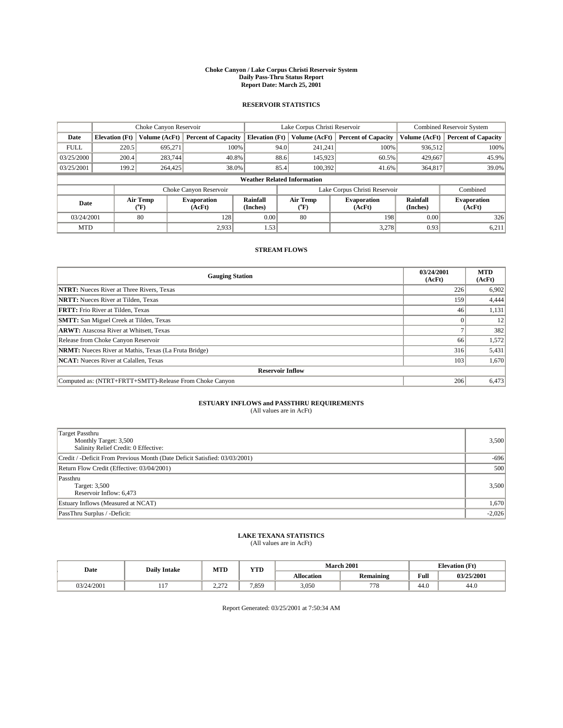**Choke Canyon / Lake Corpus Christi Reservoir System**
**Daily Pass-Thru Status Report**
**Report Date: March 25, 2001**

## RESERVOIR STATISTICS

| | Choke Canyon Reservoir | | | Lake Corpus Christi Reservoir | | | Combined Reservoir System | |
|---|---|---|---|---|---|---|---|---|
| **Date** | **Elevation (Ft)** | **Volume (AcFt)** | **Percent of Capacity** | **Elevation (Ft)** | **Volume (AcFt)** | **Percent of Capacity** | **Volume (AcFt)** | **Percent of Capacity** |
| FULL | 220.5 | 695,271 | 100% | 94.0 | 241,241 | 100% | 936,512 | 100% |
| 03/25/2000 | 200.4 | 283,744 | 40.8% | 88.6 | 145,923 | 60.5% | 429,667 | 45.9% |
| 03/25/2001 | 199.2 | 264,425 | 38.0% | 85.4 | 100,392 | 41.6% | 364,817 | 39.0% |

**Weather Related Information**

| | Choke Canyon Reservoir | | | Lake Corpus Christi Reservoir | | | Combined |
|---|---|---|---|---|---|---|---|
| **Date** | **Air Temp (°F)** | **Evaporation (AcFt)** | **Rainfall (Inches)** | **Air Temp (°F)** | **Evaporation (AcFt)** | **Rainfall (Inches)** | **Evaporation (AcFt)** |
| 03/24/2001 | 80 | 128 | 0.00 | 80 | 198 | 0.00 | 326 |
| MTD | | 2,933 | 1.53 | | 3,278 | 0.93 | 6,211 |

## STREAM FLOWS

| Gauging Station | 03/24/2001 (AcFt) | MTD (AcFt) |
|---|---|---|
| **NTRT:** Nueces River at Three Rivers, Texas | 226 | 6,902 |
| **NRTT:** Nueces River at Tilden, Texas | 159 | 4,444 |
| **FRTT:** Frio River at Tilden, Texas | 46 | 1,131 |
| **SMTT:** San Miguel Creek at Tilden, Texas | 0 | 12 |
| **ARWT:** Atascosa River at Whitsett, Texas | 7 | 382 |
| Release from Choke Canyon Reservoir | 66 | 1,572 |
| **NRMT:** Nueces River at Mathis, Texas (La Fruta Bridge) | 316 | 5,431 |
| **NCAT:** Nueces River at Calallen, Texas | 103 | 1,670 |
| **Reservoir Inflow** | | |
| Computed as: (NTRT+FRTT+SMTT)-Release From Choke Canyon | 206 | 6,473 |

## ESTUARY INFLOWS and PASSTHRU REQUIREMENTS

(All values are in AcFt)

| | |
|---|---|
| Target Passthru<br>Monthly Target: 3,500<br>Salinity Relief Credit: 0 Effective: | 3,500 |
| Credit / -Deficit From Previous Month (Date Deficit Satisfied: 03/03/2001) | -696 |
| Return Flow Credit (Effective: 03/04/2001) | 500 |
| Passthru<br>Target: 3,500<br>Reservoir Inflow: 6,473 | 3,500 |
| Estuary Inflows (Measured at NCAT) | 1,670 |
| PassThru Surplus / -Deficit: | -2,026 |

## LAKE TEXANA STATISTICS

(All values are in AcFt)

| Date | Daily Intake | MTD | YTD | March 2001 | | Elevation (Ft) | |
|---|---|---|---|---|---|---|---|
| | | | | **Allocation** | **Remaining** | **Full** | **03/25/2001** |
| 03/24/2001 | 117 | 2,272 | 7,859 | 3,050 | 778 | 44.0 | 44.0 |

Report Generated: 03/25/2001 at 7:50:34 AM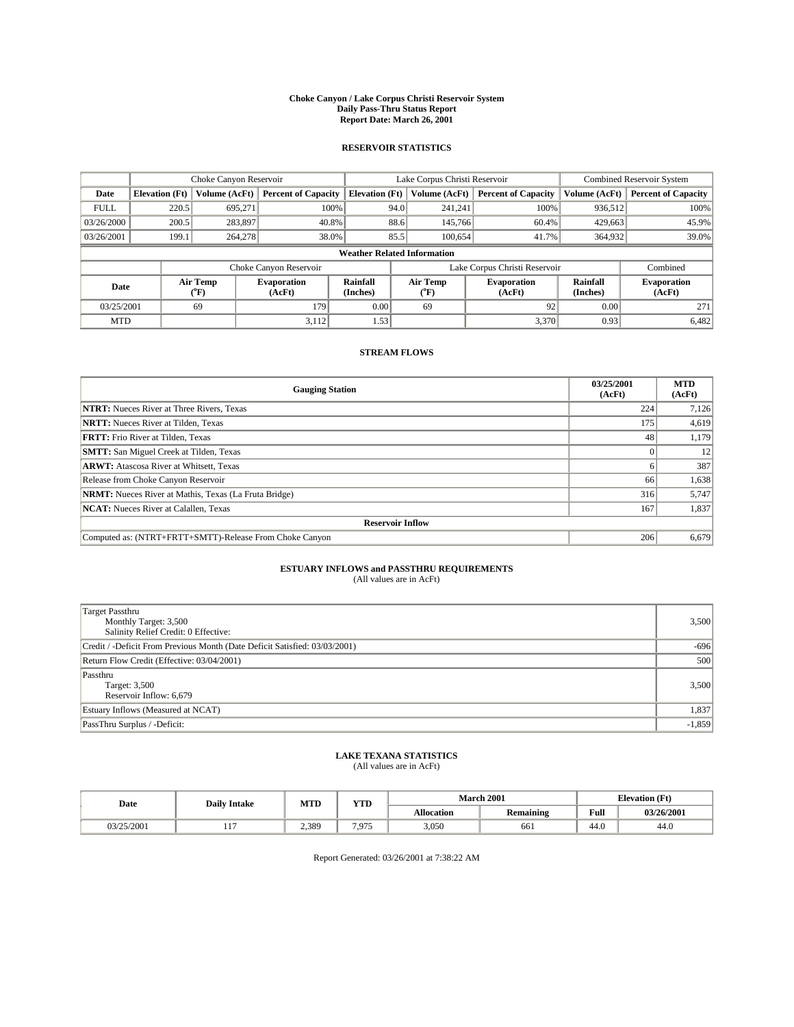# Choke Canyon / Lake Corpus Christi Reservoir System
## Daily Pass-Thru Status Report
## Report Date: March 26, 2001

### RESERVOIR STATISTICS

| | Choke Canyon Reservoir | | | Lake Corpus Christi Reservoir | | | Combined Reservoir System | |
|---|---|---|---|---|---|---|---|---|
| Date | Elevation (Ft) | Volume (AcFt) | Percent of Capacity | Elevation (Ft) | Volume (AcFt) | Percent of Capacity | Volume (AcFt) | Percent of Capacity |
| FULL | 220.5 | 695,271 | 100% | 94.0 | 241,241 | 100% | 936,512 | 100% |
| 03/26/2000 | 200.5 | 283,897 | 40.8% | 88.6 | 145,766 | 60.4% | 429,663 | 45.9% |
| 03/26/2001 | 199.1 | 264,278 | 38.0% | 85.5 | 100,654 | 41.7% | 364,932 | 39.0% |

**Weather Related Information**

| | Choke Canyon Reservoir | | | Lake Corpus Christi Reservoir | | | Combined |
|---|---|---|---|---|---|---|---|
| Date | Air Temp (°F) | Evaporation (AcFt) | Rainfall (Inches) | Air Temp (°F) | Evaporation (AcFt) | Rainfall (Inches) | Evaporation (AcFt) |
| 03/25/2001 | 69 | 179 | 0.00 | 69 | 92 | 0.00 | 271 |
| MTD | | 3,112 | 1.53 | | 3,370 | 0.93 | 6,482 |

### STREAM FLOWS

| Gauging Station | 03/25/2001 (AcFt) | MTD (AcFt) |
|---|---|---|
| **NTRT:** Nueces River at Three Rivers, Texas | 224 | 7,126 |
| **NRTT:** Nueces River at Tilden, Texas | 175 | 4,619 |
| **FRTT:** Frio River at Tilden, Texas | 48 | 1,179 |
| **SMTT:** San Miguel Creek at Tilden, Texas | 0 | 12 |
| **ARWT:** Atascosa River at Whitsett, Texas | 6 | 387 |
| Release from Choke Canyon Reservoir | 66 | 1,638 |
| **NRMT:** Nueces River at Mathis, Texas (La Fruta Bridge) | 316 | 5,747 |
| **NCAT:** Nueces River at Calallen, Texas | 167 | 1,837 |
| **Reservoir Inflow** | | |
| Computed as: (NTRT+FRTT+SMTT)-Release From Choke Canyon | 206 | 6,679 |

### ESTUARY INFLOWS and PASSTHRU REQUIREMENTS
(All values are in AcFt)

| | |
|---|---|
| Target Passthru<br>Monthly Target: 3,500<br>Salinity Relief Credit: 0 Effective: | 3,500 |
| Credit / -Deficit From Previous Month (Date Deficit Satisfied: 03/03/2001) | -696 |
| Return Flow Credit (Effective: 03/04/2001) | 500 |
| Passthru<br>Target: 3,500<br>Reservoir Inflow: 6,679 | 3,500 |
| Estuary Inflows (Measured at NCAT) | 1,837 |
| PassThru Surplus / -Deficit: | -1,859 |

### LAKE TEXANA STATISTICS
(All values are in AcFt)

| Date | Daily Intake | MTD | YTD | March 2001 | | Elevation (Ft) | |
|---|---|---|---|---|---|---|---|
| | | | | Allocation | Remaining | Full | 03/26/2001 |
| 03/25/2001 | 117 | 2,389 | 7,975 | 3,050 | 661 | 44.0 | 44.0 |

Report Generated: 03/26/2001 at 7:38:22 AM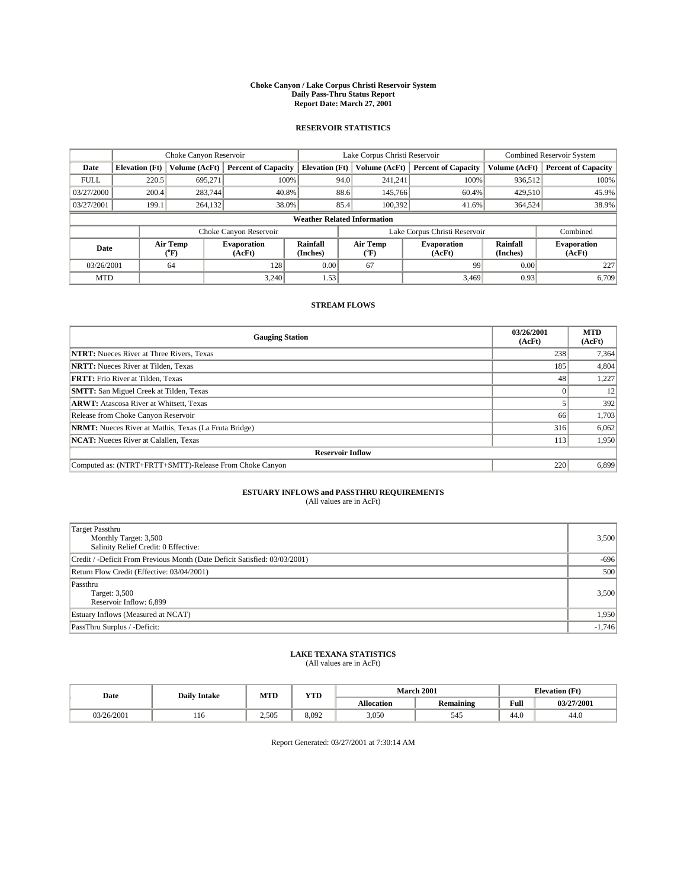# Choke Canyon / Lake Corpus Christi Reservoir System
## Daily Pass-Thru Status Report
## Report Date: March 27, 2001

### RESERVOIR STATISTICS

| | Choke Canyon Reservoir | | | Lake Corpus Christi Reservoir | | | Combined Reservoir System | |
|---|---|---|---|---|---|---|---|---|
| Date | Elevation (Ft) | Volume (AcFt) | Percent of Capacity | Elevation (Ft) | Volume (AcFt) | Percent of Capacity | Volume (AcFt) | Percent of Capacity |
| FULL | 220.5 | 695,271 | 100% | 94.0 | 241,241 | 100% | 936,512 | 100% |
| 03/27/2000 | 200.4 | 283,744 | 40.8% | 88.6 | 145,766 | 60.4% | 429,510 | 45.9% |
| 03/27/2001 | 199.1 | 264,132 | 38.0% | 85.4 | 100,392 | 41.6% | 364,524 | 38.9% |

**Weather Related Information**

| | Choke Canyon Reservoir | | | Lake Corpus Christi Reservoir | | | Combined |
|---|---|---|---|---|---|---|---|
| Date | Air Temp (°F) | Evaporation (AcFt) | Rainfall (Inches) | Air Temp (°F) | Evaporation (AcFt) | Rainfall (Inches) | Evaporation (AcFt) |
| 03/26/2001 | 64 | 128 | 0.00 | 67 | 99 | 0.00 | 227 |
| MTD | | 3,240 | 1.53 | | 3,469 | 0.93 | 6,709 |

### STREAM FLOWS

| Gauging Station | 03/26/2001 (AcFt) | MTD (AcFt) |
|---|---|---|
| **NTRT:** Nueces River at Three Rivers, Texas | 238 | 7,364 |
| **NRTT:** Nueces River at Tilden, Texas | 185 | 4,804 |
| **FRTT:** Frio River at Tilden, Texas | 48 | 1,227 |
| **SMTT:** San Miguel Creek at Tilden, Texas | 0 | 12 |
| **ARWT:** Atascosa River at Whitsett, Texas | 5 | 392 |
| Release from Choke Canyon Reservoir | 66 | 1,703 |
| **NRMT:** Nueces River at Mathis, Texas (La Fruta Bridge) | 316 | 6,062 |
| **NCAT:** Nueces River at Calallen, Texas | 113 | 1,950 |
| **Reservoir Inflow** | | |
| Computed as: (NTRT+FRTT+SMTT)-Release From Choke Canyon | 220 | 6,899 |

### ESTUARY INFLOWS and PASSTHRU REQUIREMENTS
(All values are in AcFt)

| | |
|---|---|
| Target Passthru<br>Monthly Target: 3,500<br>Salinity Relief Credit: 0 Effective: | 3,500 |
| Credit / -Deficit From Previous Month (Date Deficit Satisfied: 03/03/2001) | -696 |
| Return Flow Credit (Effective: 03/04/2001) | 500 |
| Passthru<br>Target: 3,500<br>Reservoir Inflow: 6,899 | 3,500 |
| Estuary Inflows (Measured at NCAT) | 1,950 |
| PassThru Surplus / -Deficit: | -1,746 |

### LAKE TEXANA STATISTICS
(All values are in AcFt)

| Date | Daily Intake | MTD | YTD | March 2001 | | Elevation (Ft) | |
|---|---|---|---|---|---|---|---|
| | | | | Allocation | Remaining | Full | 03/27/2001 |
| 03/26/2001 | 116 | 2,505 | 8,092 | 3,050 | 545 | 44.0 | 44.0 |

Report Generated: 03/27/2001 at 7:30:14 AM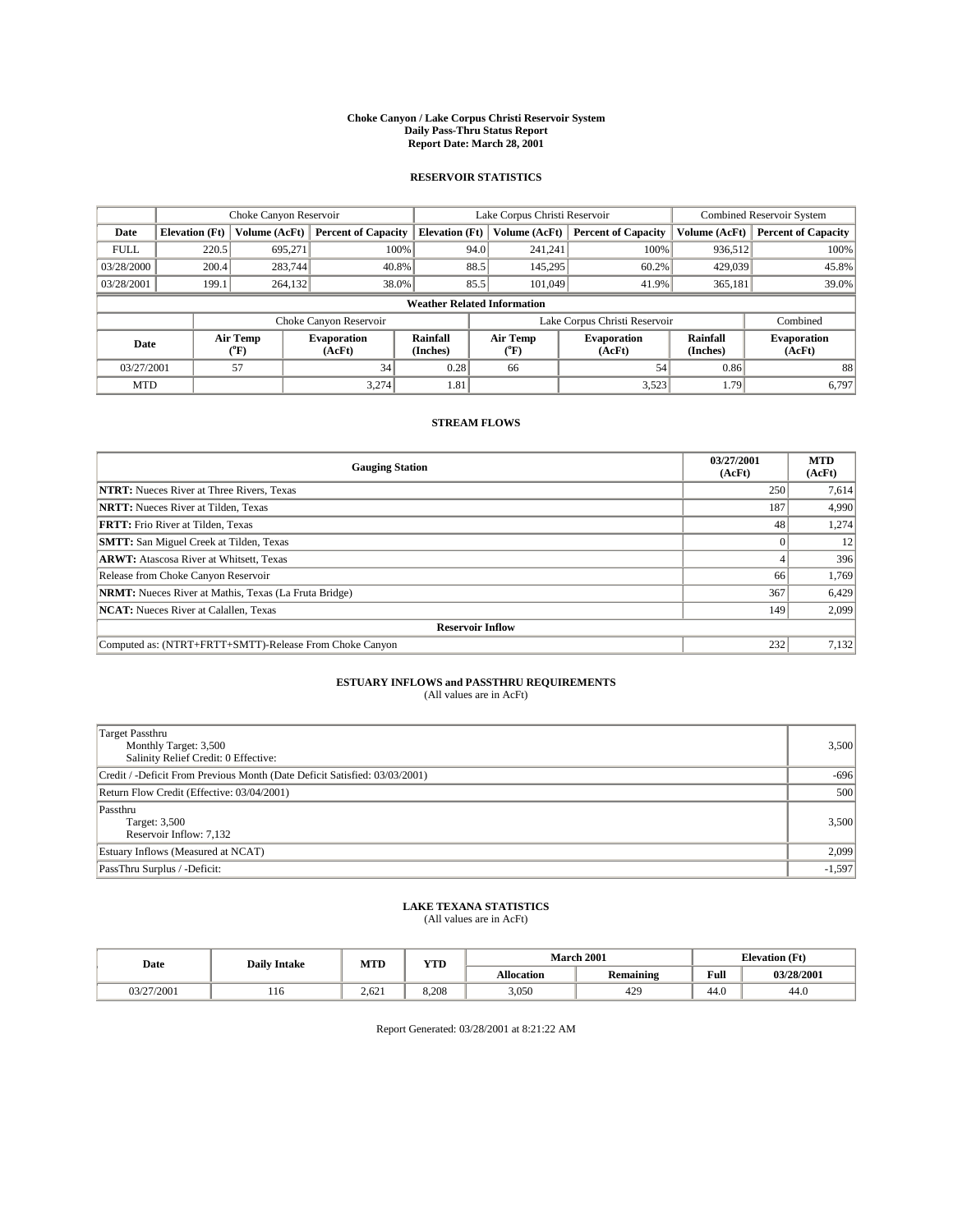# Choke Canyon / Lake Corpus Christi Reservoir System
## Daily Pass-Thru Status Report
## Report Date: March 28, 2001

### RESERVOIR STATISTICS

| | Choke Canyon Reservoir | | | Lake Corpus Christi Reservoir | | | Combined Reservoir System | |
|---|---|---|---|---|---|---|---|---|
| Date | Elevation (Ft) | Volume (AcFt) | Percent of Capacity | Elevation (Ft) | Volume (AcFt) | Percent of Capacity | Volume (AcFt) | Percent of Capacity |
| FULL | 220.5 | 695,271 | 100% | 94.0 | 241,241 | 100% | 936,512 | 100% |
| 03/28/2000 | 200.4 | 283,744 | 40.8% | 88.5 | 145,295 | 60.2% | 429,039 | 45.8% |
| 03/28/2001 | 199.1 | 264,132 | 38.0% | 85.5 | 101,049 | 41.9% | 365,181 | 39.0% |

**Weather Related Information**

| | Choke Canyon Reservoir | | | Lake Corpus Christi Reservoir | | | Combined |
|---|---|---|---|---|---|---|---|
| Date | Air Temp (°F) | Evaporation (AcFt) | Rainfall (Inches) | Air Temp (°F) | Evaporation (AcFt) | Rainfall (Inches) | Evaporation (AcFt) |
| 03/27/2001 | 57 | 34 | 0.28 | 66 | 54 | 0.86 | 88 |
| MTD | | 3,274 | 1.81 | | 3,523 | 1.79 | 6,797 |

### STREAM FLOWS

| Gauging Station | 03/27/2001 (AcFt) | MTD (AcFt) |
|---|---|---|
| **NTRT:** Nueces River at Three Rivers, Texas | 250 | 7,614 |
| **NRTT:** Nueces River at Tilden, Texas | 187 | 4,990 |
| **FRTT:** Frio River at Tilden, Texas | 48 | 1,274 |
| **SMTT:** San Miguel Creek at Tilden, Texas | 0 | 12 |
| **ARWT:** Atascosa River at Whitsett, Texas | 4 | 396 |
| Release from Choke Canyon Reservoir | 66 | 1,769 |
| **NRMT:** Nueces River at Mathis, Texas (La Fruta Bridge) | 367 | 6,429 |
| **NCAT:** Nueces River at Calallen, Texas | 149 | 2,099 |
| **Reservoir Inflow** | | |
| Computed as: (NTRT+FRTT+SMTT)-Release From Choke Canyon | 232 | 7,132 |

### ESTUARY INFLOWS and PASSTHRU REQUIREMENTS
(All values are in AcFt)

| | |
|---|---|
| Target Passthru<br>Monthly Target: 3,500<br>Salinity Relief Credit: 0 Effective: | 3,500 |
| Credit / -Deficit From Previous Month (Date Deficit Satisfied: 03/03/2001) | -696 |
| Return Flow Credit (Effective: 03/04/2001) | 500 |
| Passthru<br>Target: 3,500<br>Reservoir Inflow: 7,132 | 3,500 |
| Estuary Inflows (Measured at NCAT) | 2,099 |
| PassThru Surplus / -Deficit: | -1,597 |

### LAKE TEXANA STATISTICS
(All values are in AcFt)

| Date | Daily Intake | MTD | YTD | March 2001 | | Elevation (Ft) | |
|---|---|---|---|---|---|---|---|
| | | | | Allocation | Remaining | Full | 03/28/2001 |
| 03/27/2001 | 116 | 2,621 | 8,208 | 3,050 | 429 | 44.0 | 44.0 |

Report Generated: 03/28/2001 at 8:21:22 AM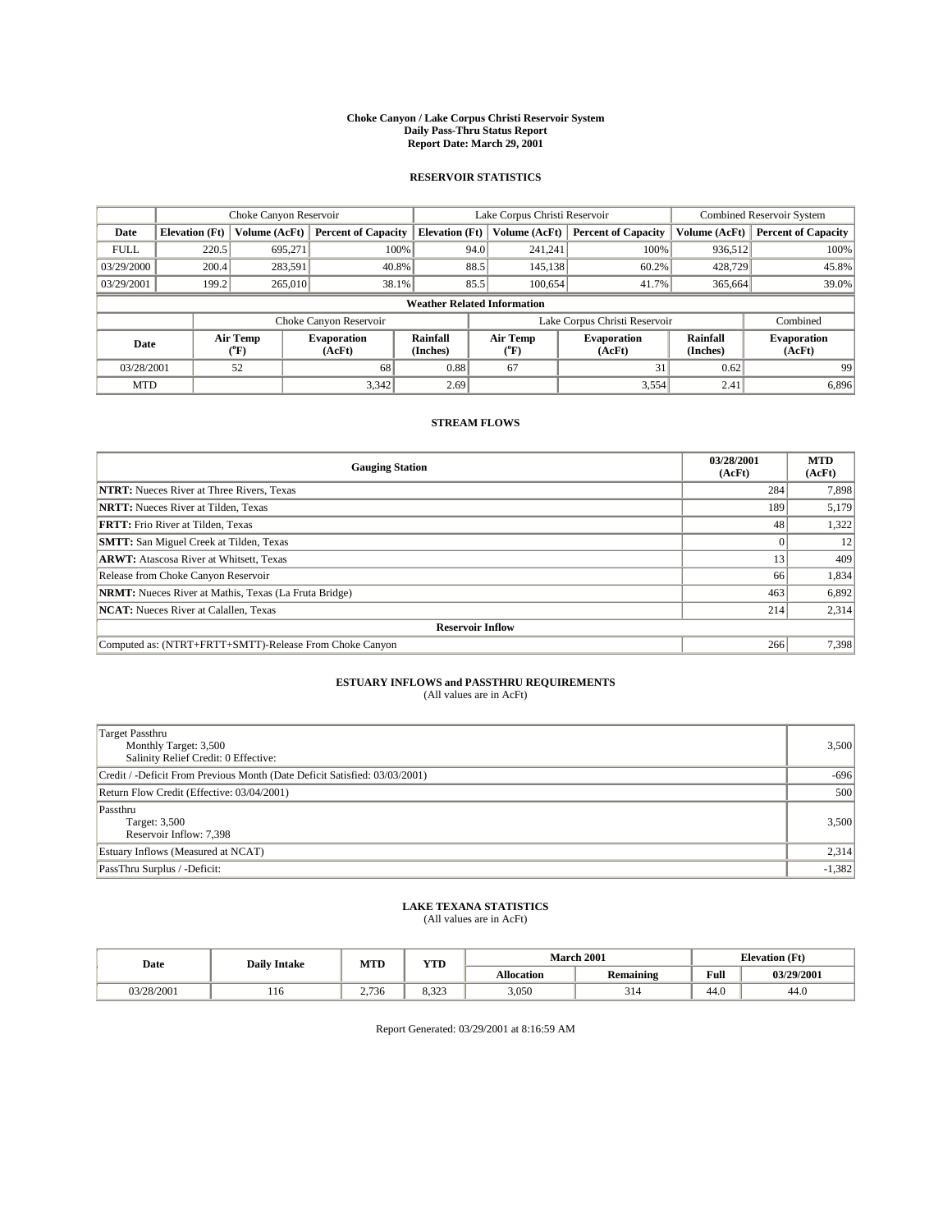# Choke Canyon / Lake Corpus Christi Reservoir System
## Daily Pass-Thru Status Report
### Report Date: March 29, 2001

## RESERVOIR STATISTICS

| | Choke Canyon Reservoir | | | Lake Corpus Christi Reservoir | | | Combined Reservoir System | |
|---|---|---|---|---|---|---|---|---|
| Date | Elevation (Ft) | Volume (AcFt) | Percent of Capacity | Elevation (Ft) | Volume (AcFt) | Percent of Capacity | Volume (AcFt) | Percent of Capacity |
| FULL | 220.5 | 695,271 | 100% | 94.0 | 241,241 | 100% | 936,512 | 100% |
| 03/29/2000 | 200.4 | 283,591 | 40.8% | 88.5 | 145,138 | 60.2% | 428,729 | 45.8% |
| 03/29/2001 | 199.2 | 265,010 | 38.1% | 85.5 | 100,654 | 41.7% | 365,664 | 39.0% |

**Weather Related Information**

| | Choke Canyon Reservoir | | | Lake Corpus Christi Reservoir | | | Combined |
|---|---|---|---|---|---|---|---|
| Date | Air Temp (°F) | Evaporation (AcFt) | Rainfall (Inches) | Air Temp (°F) | Evaporation (AcFt) | Rainfall (Inches) | Evaporation (AcFt) |
| 03/28/2001 | 52 | 68 | 0.88 | 67 | 31 | 0.62 | 99 |
| MTD | | 3,342 | 2.69 | | 3,554 | 2.41 | 6,896 |

## STREAM FLOWS

| Gauging Station | 03/28/2001 (AcFt) | MTD (AcFt) |
|---|---|---|
| **NTRT:** Nueces River at Three Rivers, Texas | 284 | 7,898 |
| **NRTT:** Nueces River at Tilden, Texas | 189 | 5,179 |
| **FRTT:** Frio River at Tilden, Texas | 48 | 1,322 |
| **SMTT:** San Miguel Creek at Tilden, Texas | 0 | 12 |
| **ARWT:** Atascosa River at Whitsett, Texas | 13 | 409 |
| Release from Choke Canyon Reservoir | 66 | 1,834 |
| **NRMT:** Nueces River at Mathis, Texas (La Fruta Bridge) | 463 | 6,892 |
| **NCAT:** Nueces River at Calallen, Texas | 214 | 2,314 |
| **Reservoir Inflow** | | |
| Computed as: (NTRT+FRTT+SMTT)-Release From Choke Canyon | 266 | 7,398 |

## ESTUARY INFLOWS and PASSTHRU REQUIREMENTS
(All values are in AcFt)

| | |
|---|---|
| Target Passthru<br>Monthly Target: 3,500<br>Salinity Relief Credit: 0 Effective: | 3,500 |
| Credit / -Deficit From Previous Month (Date Deficit Satisfied: 03/03/2001) | -696 |
| Return Flow Credit (Effective: 03/04/2001) | 500 |
| Passthru<br>Target: 3,500<br>Reservoir Inflow: 7,398 | 3,500 |
| Estuary Inflows (Measured at NCAT) | 2,314 |
| PassThru Surplus / -Deficit: | -1,382 |

## LAKE TEXANA STATISTICS
(All values are in AcFt)

| Date | Daily Intake | MTD | YTD | March 2001 | | Elevation (Ft) | |
|---|---|---|---|---|---|---|---|
| | | | | Allocation | Remaining | Full | 03/29/2001 |
| 03/28/2001 | 116 | 2,736 | 8,323 | 3,050 | 314 | 44.0 | 44.0 |

Report Generated: 03/29/2001 at 8:16:59 AM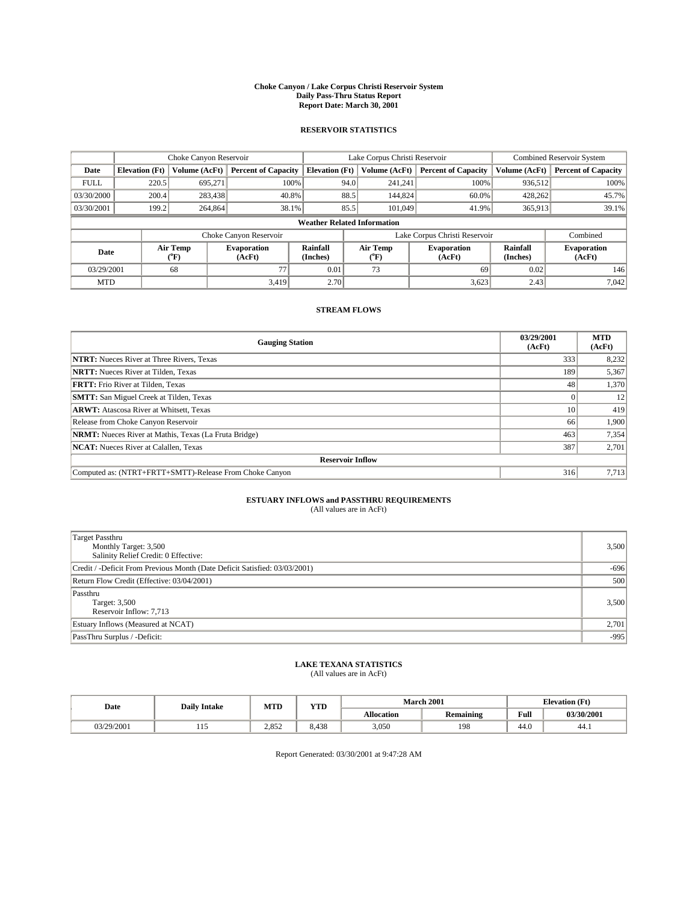**Choke Canyon / Lake Corpus Christi Reservoir System**
**Daily Pass-Thru Status Report**
**Report Date: March 30, 2001**

## RESERVOIR STATISTICS

| | Choke Canyon Reservoir | | | Lake Corpus Christi Reservoir | | | Combined Reservoir System | |
|---|---|---|---|---|---|---|---|---|
| **Date** | **Elevation (Ft)** | **Volume (AcFt)** | **Percent of Capacity** | **Elevation (Ft)** | **Volume (AcFt)** | **Percent of Capacity** | **Volume (AcFt)** | **Percent of Capacity** |
| FULL | 220.5 | 695,271 | 100% | 94.0 | 241,241 | 100% | 936,512 | 100% |
| 03/30/2000 | 200.4 | 283,438 | 40.8% | 88.5 | 144,824 | 60.0% | 428,262 | 45.7% |
| 03/30/2001 | 199.2 | 264,864 | 38.1% | 85.5 | 101,049 | 41.9% | 365,913 | 39.1% |

**Weather Related Information**

| | Choke Canyon Reservoir | | | Lake Corpus Christi Reservoir | | | Combined |
|---|---|---|---|---|---|---|---|
| **Date** | **Air Temp (°F)** | **Evaporation (AcFt)** | **Rainfall (Inches)** | **Air Temp (°F)** | **Evaporation (AcFt)** | **Rainfall (Inches)** | **Evaporation (AcFt)** |
| 03/29/2001 | 68 | 77 | 0.01 | 73 | 69 | 0.02 | 146 |
| MTD | | 3,419 | 2.70 | | 3,623 | 2.43 | 7,042 |

## STREAM FLOWS

| Gauging Station | 03/29/2001 (AcFt) | MTD (AcFt) |
|---|---|---|
| **NTRT:** Nueces River at Three Rivers, Texas | 333 | 8,232 |
| **NRTT:** Nueces River at Tilden, Texas | 189 | 5,367 |
| **FRTT:** Frio River at Tilden, Texas | 48 | 1,370 |
| **SMTT:** San Miguel Creek at Tilden, Texas | 0 | 12 |
| **ARWT:** Atascosa River at Whitsett, Texas | 10 | 419 |
| Release from Choke Canyon Reservoir | 66 | 1,900 |
| **NRMT:** Nueces River at Mathis, Texas (La Fruta Bridge) | 463 | 7,354 |
| **NCAT:** Nueces River at Calallen, Texas | 387 | 2,701 |
| **Reservoir Inflow** | | |
| Computed as: (NTRT+FRTT+SMTT)-Release From Choke Canyon | 316 | 7,713 |

## ESTUARY INFLOWS and PASSTHRU REQUIREMENTS

(All values are in AcFt)

| | |
|---|---|
| Target Passthru<br>Monthly Target: 3,500<br>Salinity Relief Credit: 0 Effective: | 3,500 |
| Credit / -Deficit From Previous Month (Date Deficit Satisfied: 03/03/2001) | -696 |
| Return Flow Credit (Effective: 03/04/2001) | 500 |
| Passthru<br>Target: 3,500<br>Reservoir Inflow: 7,713 | 3,500 |
| Estuary Inflows (Measured at NCAT) | 2,701 |
| PassThru Surplus / -Deficit: | -995 |

## LAKE TEXANA STATISTICS

(All values are in AcFt)

| Date | Daily Intake | MTD | YTD | March 2001 | | Elevation (Ft) | |
|---|---|---|---|---|---|---|---|
| | | | | **Allocation** | **Remaining** | **Full** | **03/30/2001** |
| 03/29/2001 | 115 | 2,852 | 8,438 | 3,050 | 198 | 44.0 | 44.1 |

Report Generated: 03/30/2001 at 9:47:28 AM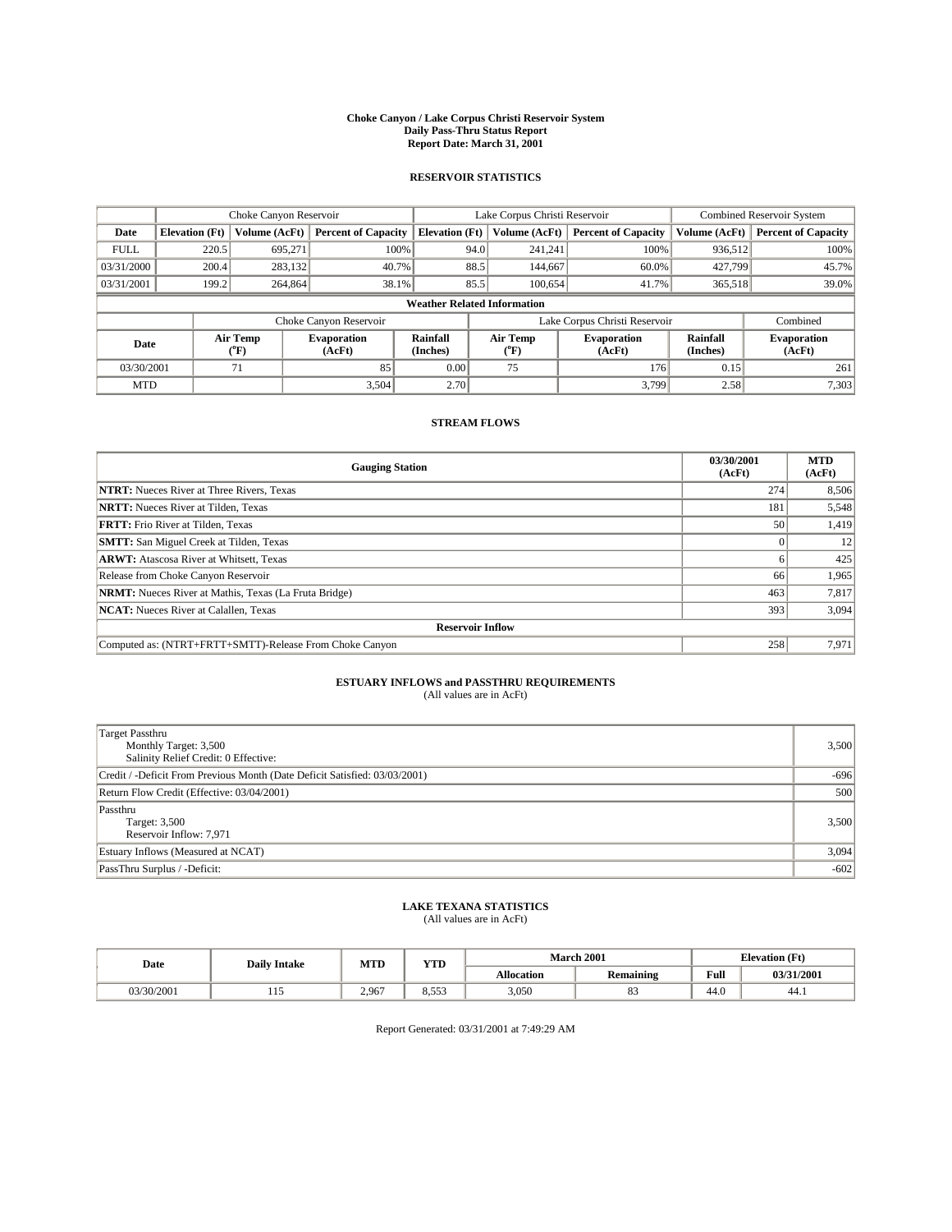**Choke Canyon / Lake Corpus Christi Reservoir System**
**Daily Pass-Thru Status Report**
**Report Date: March 31, 2001**

## RESERVOIR STATISTICS

| | Choke Canyon Reservoir | | | Lake Corpus Christi Reservoir | | | Combined Reservoir System | |
|---|---|---|---|---|---|---|---|---|
| **Date** | **Elevation (Ft)** | **Volume (AcFt)** | **Percent of Capacity** | **Elevation (Ft)** | **Volume (AcFt)** | **Percent of Capacity** | **Volume (AcFt)** | **Percent of Capacity** |
| FULL | 220.5 | 695,271 | 100% | 94.0 | 241,241 | 100% | 936,512 | 100% |
| 03/31/2000 | 200.4 | 283,132 | 40.7% | 88.5 | 144,667 | 60.0% | 427,799 | 45.7% |
| 03/31/2001 | 199.2 | 264,864 | 38.1% | 85.5 | 100,654 | 41.7% | 365,518 | 39.0% |

**Weather Related Information**

| | Choke Canyon Reservoir | | | Lake Corpus Christi Reservoir | | | Combined |
|---|---|---|---|---|---|---|---|
| **Date** | **Air Temp (°F)** | **Evaporation (AcFt)** | **Rainfall (Inches)** | **Air Temp (°F)** | **Evaporation (AcFt)** | **Rainfall (Inches)** | **Evaporation (AcFt)** |
| 03/30/2001 | 71 | 85 | 0.00 | 75 | 176 | 0.15 | 261 |
| MTD | | 3,504 | 2.70 | | 3,799 | 2.58 | 7,303 |

## STREAM FLOWS

| Gauging Station | 03/30/2001 (AcFt) | MTD (AcFt) |
|---|---|---|
| **NTRT:** Nueces River at Three Rivers, Texas | 274 | 8,506 |
| **NRTT:** Nueces River at Tilden, Texas | 181 | 5,548 |
| **FRTT:** Frio River at Tilden, Texas | 50 | 1,419 |
| **SMTT:** San Miguel Creek at Tilden, Texas | 0 | 12 |
| **ARWT:** Atascosa River at Whitsett, Texas | 6 | 425 |
| Release from Choke Canyon Reservoir | 66 | 1,965 |
| **NRMT:** Nueces River at Mathis, Texas (La Fruta Bridge) | 463 | 7,817 |
| **NCAT:** Nueces River at Calallen, Texas | 393 | 3,094 |
| **Reservoir Inflow** | | |
| Computed as: (NTRT+FRTT+SMTT)-Release From Choke Canyon | 258 | 7,971 |

## ESTUARY INFLOWS and PASSTHRU REQUIREMENTS
(All values are in AcFt)

| | |
|---|---|
| Target Passthru<br>Monthly Target: 3,500<br>Salinity Relief Credit: 0 Effective: | 3,500 |
| Credit / -Deficit From Previous Month (Date Deficit Satisfied: 03/03/2001) | -696 |
| Return Flow Credit (Effective: 03/04/2001) | 500 |
| Passthru<br>Target: 3,500<br>Reservoir Inflow: 7,971 | 3,500 |
| Estuary Inflows (Measured at NCAT) | 3,094 |
| PassThru Surplus / -Deficit: | -602 |

## LAKE TEXANA STATISTICS
(All values are in AcFt)

| Date | Daily Intake | MTD | YTD | March 2001 | | Elevation (Ft) | |
|---|---|---|---|---|---|---|---|
| | | | | **Allocation** | **Remaining** | **Full** | **03/31/2001** |
| 03/30/2001 | 115 | 2,967 | 8,553 | 3,050 | 83 | 44.0 | 44.1 |

Report Generated: 03/31/2001 at 7:49:29 AM